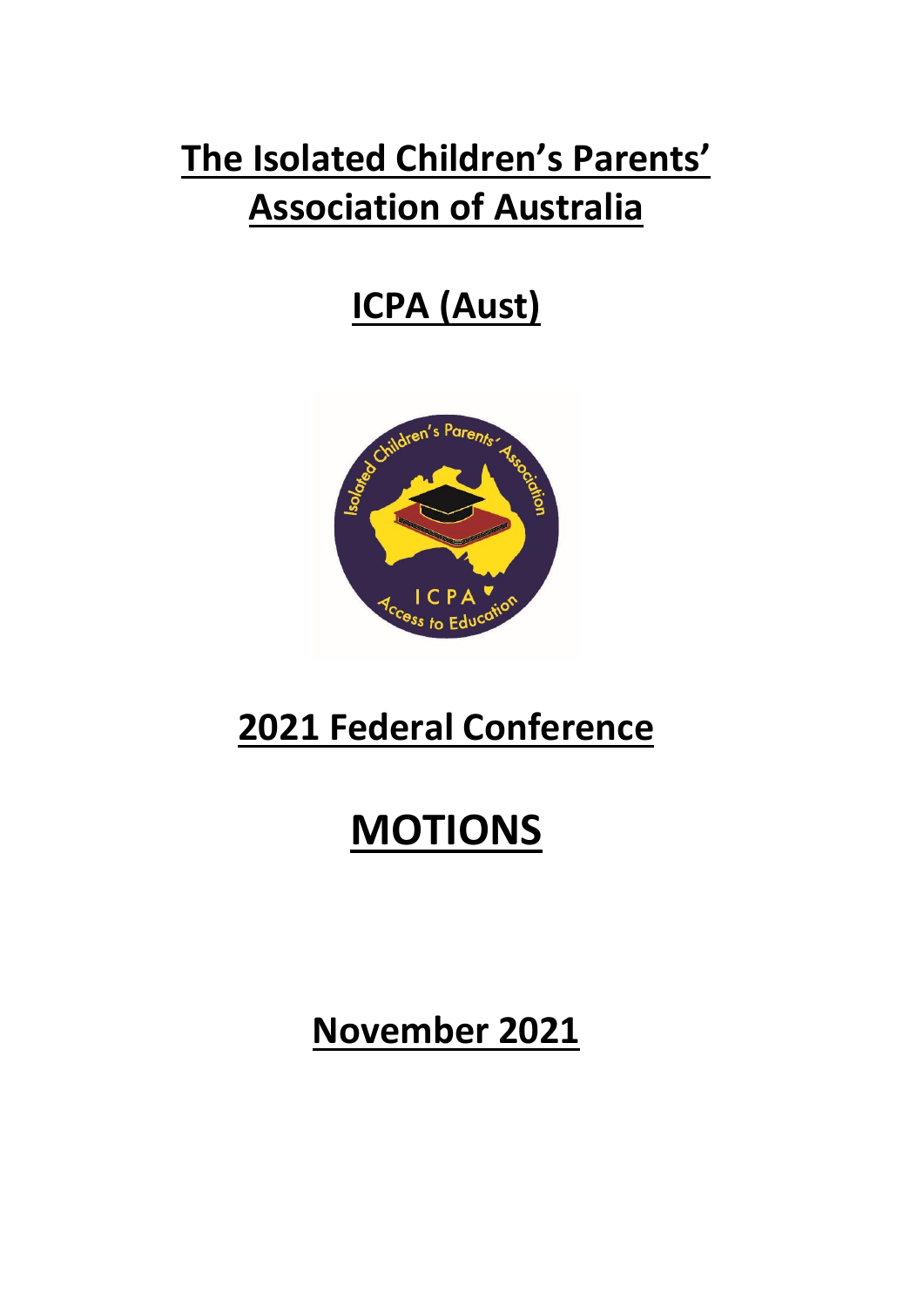# The Isolated Children's Parents' Association of Australia

# ICPA (Aust)

# 2021 Federal Conference

# MOTIONS

# November 2021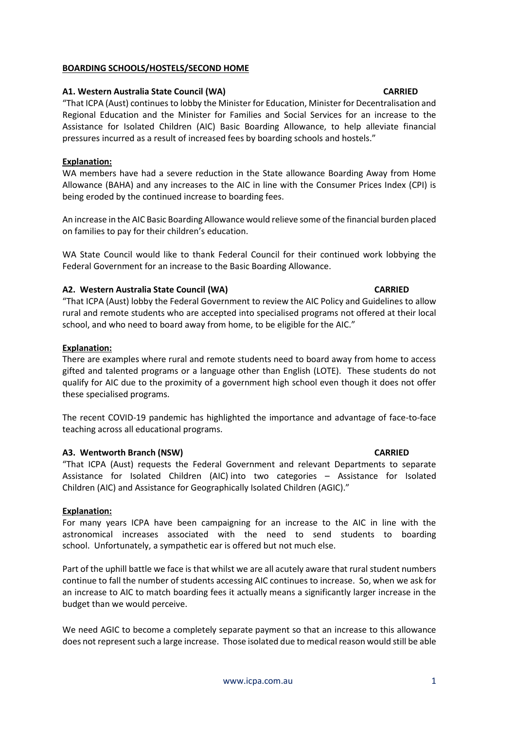**BOARDING SCHOOLS/HOSTELS/SECOND HOME**

**A1. Western Australia State Council (WA) CARRIED**

"That ICPA (Aust) continues to lobby the Minister for Education, Minister for Decentralisation and Regional Education and the Minister for Families and Social Services for an increase to the Assistance for Isolated Children (AIC) Basic Boarding Allowance, to help alleviate financial pressures incurred as a result of increased fees by boarding schools and hostels."

**Explanation:**

WA members have had a severe reduction in the State allowance Boarding Away from Home Allowance (BAHA) and any increases to the AIC in line with the Consumer Prices Index (CPI) is being eroded by the continued increase to boarding fees.

An increase in the AIC Basic Boarding Allowance would relieve some of the financial burden placed on families to pay for their children's education.

WA State Council would like to thank Federal Council for their continued work lobbying the Federal Government for an increase to the Basic Boarding Allowance.

**A2. Western Australia State Council (WA) CARRIED**

"That ICPA (Aust) lobby the Federal Government to review the AIC Policy and Guidelines to allow rural and remote students who are accepted into specialised programs not offered at their local school, and who need to board away from home, to be eligible for the AIC."

**Explanation:**

There are examples where rural and remote students need to board away from home to access gifted and talented programs or a language other than English (LOTE). These students do not qualify for AIC due to the proximity of a government high school even though it does not offer these specialised programs.

The recent COVID-19 pandemic has highlighted the importance and advantage of face-to-face teaching across all educational programs.

**A3. Wentworth Branch (NSW) CARRIED**

"That ICPA (Aust) requests the Federal Government and relevant Departments to separate Assistance for Isolated Children (AIC) into two categories – Assistance for Isolated Children (AIC) and Assistance for Geographically Isolated Children (AGIC)."

**Explanation:**

For many years ICPA have been campaigning for an increase to the AIC in line with the astronomical increases associated with the need to send students to boarding school. Unfortunately, a sympathetic ear is offered but not much else.

Part of the uphill battle we face is that whilst we are all acutely aware that rural student numbers continue to fall the number of students accessing AIC continues to increase. So, when we ask for an increase to AIC to match boarding fees it actually means a significantly larger increase in the budget than we would perceive.

We need AGIC to become a completely separate payment so that an increase to this allowance does not represent such a large increase. Those isolated due to medical reason would still be able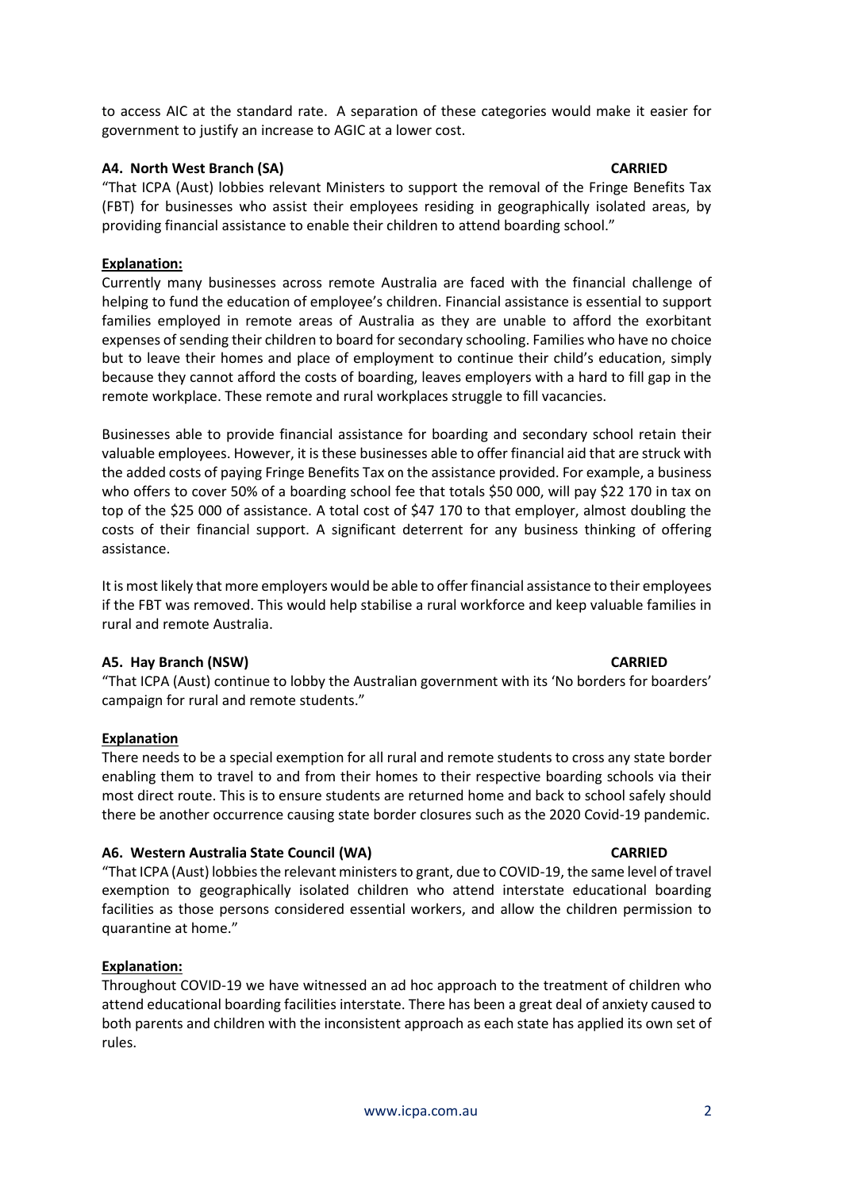to access AIC at the standard rate. A separation of these categories would make it easier for government to justify an increase to AGIC at a lower cost.

**A4. North West Branch (SA)** **CARRIED**

"That ICPA (Aust) lobbies relevant Ministers to support the removal of the Fringe Benefits Tax (FBT) for businesses who assist their employees residing in geographically isolated areas, by providing financial assistance to enable their children to attend boarding school."

**<u>Explanation:</u>**

Currently many businesses across remote Australia are faced with the financial challenge of helping to fund the education of employee's children. Financial assistance is essential to support families employed in remote areas of Australia as they are unable to afford the exorbitant expenses of sending their children to board for secondary schooling. Families who have no choice but to leave their homes and place of employment to continue their child's education, simply because they cannot afford the costs of boarding, leaves employers with a hard to fill gap in the remote workplace. These remote and rural workplaces struggle to fill vacancies.

Businesses able to provide financial assistance for boarding and secondary school retain their valuable employees. However, it is these businesses able to offer financial aid that are struck with the added costs of paying Fringe Benefits Tax on the assistance provided. For example, a business who offers to cover 50% of a boarding school fee that totals \$50 000, will pay \$22 170 in tax on top of the \$25 000 of assistance. A total cost of \$47 170 to that employer, almost doubling the costs of their financial support. A significant deterrent for any business thinking of offering assistance.

It is most likely that more employers would be able to offer financial assistance to their employees if the FBT was removed. This would help stabilise a rural workforce and keep valuable families in rural and remote Australia.

**A5. Hay Branch (NSW)** **CARRIED**

"That ICPA (Aust) continue to lobby the Australian government with its 'No borders for boarders' campaign for rural and remote students."

**<u>Explanation</u>**

There needs to be a special exemption for all rural and remote students to cross any state border enabling them to travel to and from their homes to their respective boarding schools via their most direct route. This is to ensure students are returned home and back to school safely should there be another occurrence causing state border closures such as the 2020 Covid-19 pandemic.

**A6. Western Australia State Council (WA)** **CARRIED**

"That ICPA (Aust) lobbies the relevant ministers to grant, due to COVID-19, the same level of travel exemption to geographically isolated children who attend interstate educational boarding facilities as those persons considered essential workers, and allow the children permission to quarantine at home."

**<u>Explanation:</u>**

Throughout COVID-19 we have witnessed an ad hoc approach to the treatment of children who attend educational boarding facilities interstate. There has been a great deal of anxiety caused to both parents and children with the inconsistent approach as each state has applied its own set of rules.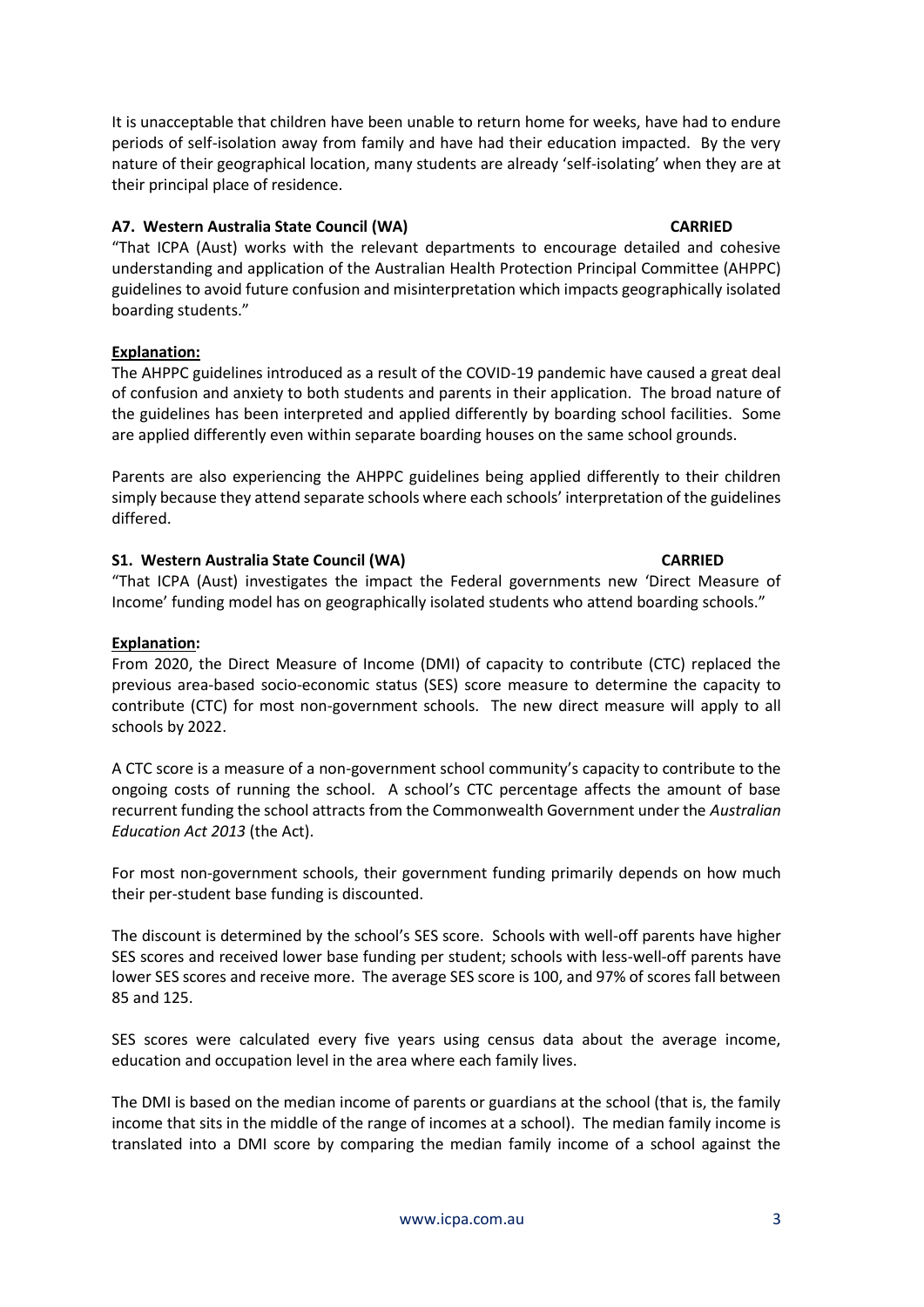It is unacceptable that children have been unable to return home for weeks, have had to endure periods of self-isolation away from family and have had their education impacted. By the very nature of their geographical location, many students are already 'self-isolating' when they are at their principal place of residence.

**A7. Western Australia State Council (WA) CARRIED**

"That ICPA (Aust) works with the relevant departments to encourage detailed and cohesive understanding and application of the Australian Health Protection Principal Committee (AHPPC) guidelines to avoid future confusion and misinterpretation which impacts geographically isolated boarding students."

**Explanation:**

The AHPPC guidelines introduced as a result of the COVID-19 pandemic have caused a great deal of confusion and anxiety to both students and parents in their application. The broad nature of the guidelines has been interpreted and applied differently by boarding school facilities. Some are applied differently even within separate boarding houses on the same school grounds.

Parents are also experiencing the AHPPC guidelines being applied differently to their children simply because they attend separate schools where each schools' interpretation of the guidelines differed.

**S1. Western Australia State Council (WA) CARRIED**

"That ICPA (Aust) investigates the impact the Federal governments new 'Direct Measure of Income' funding model has on geographically isolated students who attend boarding schools."

**Explanation:**

From 2020, the Direct Measure of Income (DMI) of capacity to contribute (CTC) replaced the previous area-based socio-economic status (SES) score measure to determine the capacity to contribute (CTC) for most non-government schools. The new direct measure will apply to all schools by 2022.

A CTC score is a measure of a non-government school community's capacity to contribute to the ongoing costs of running the school. A school's CTC percentage affects the amount of base recurrent funding the school attracts from the Commonwealth Government under the *Australian Education Act 2013* (the Act).

For most non-government schools, their government funding primarily depends on how much their per-student base funding is discounted.

The discount is determined by the school's SES score. Schools with well-off parents have higher SES scores and received lower base funding per student; schools with less-well-off parents have lower SES scores and receive more. The average SES score is 100, and 97% of scores fall between 85 and 125.

SES scores were calculated every five years using census data about the average income, education and occupation level in the area where each family lives.

The DMI is based on the median income of parents or guardians at the school (that is, the family income that sits in the middle of the range of incomes at a school). The median family income is translated into a DMI score by comparing the median family income of a school against the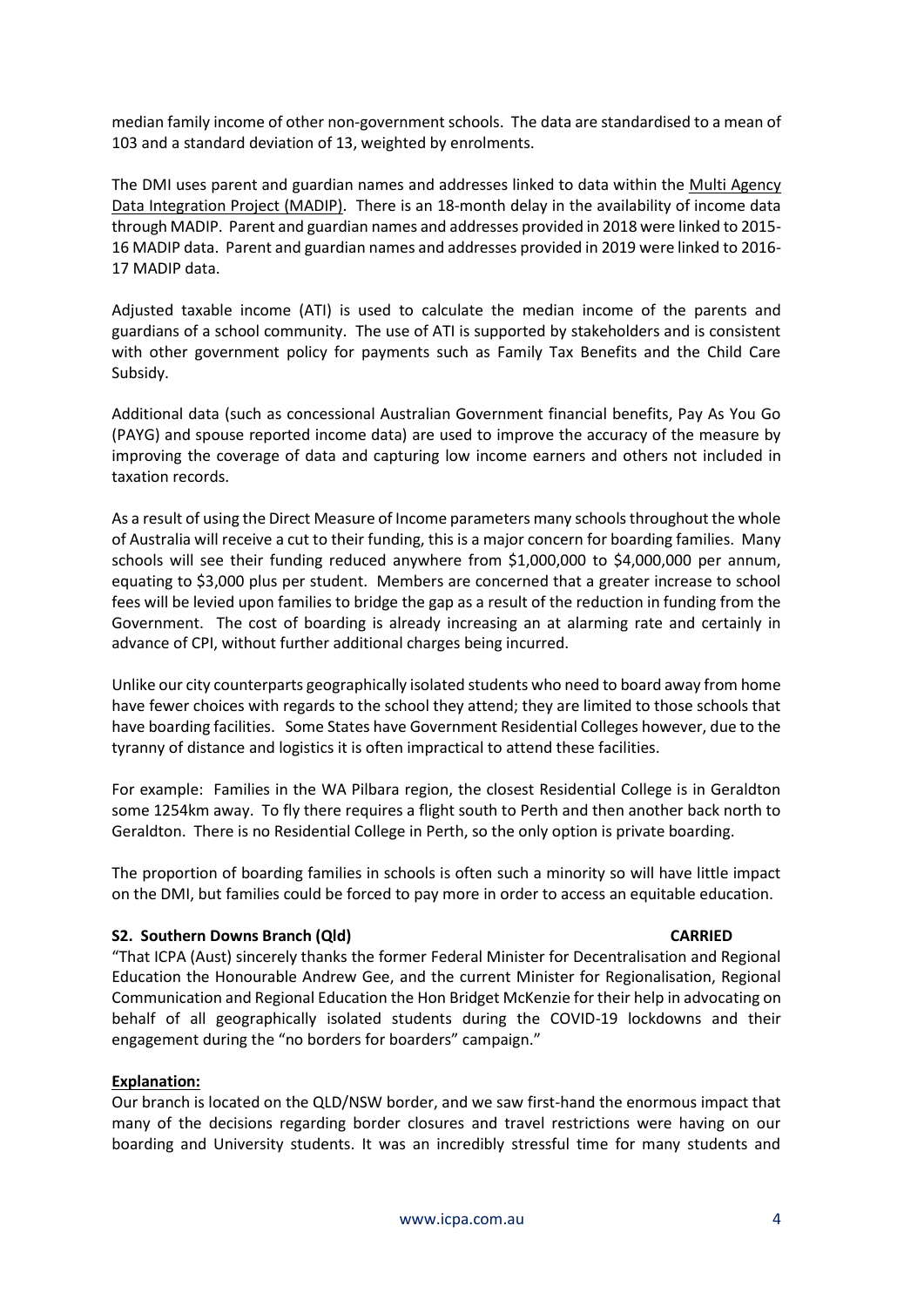median family income of other non-government schools. The data are standardised to a mean of 103 and a standard deviation of 13, weighted by enrolments.

The DMI uses parent and guardian names and addresses linked to data within the Multi Agency Data Integration Project (MADIP). There is an 18-month delay in the availability of income data through MADIP. Parent and guardian names and addresses provided in 2018 were linked to 2015-16 MADIP data. Parent and guardian names and addresses provided in 2019 were linked to 2016-17 MADIP data.

Adjusted taxable income (ATI) is used to calculate the median income of the parents and guardians of a school community. The use of ATI is supported by stakeholders and is consistent with other government policy for payments such as Family Tax Benefits and the Child Care Subsidy.

Additional data (such as concessional Australian Government financial benefits, Pay As You Go (PAYG) and spouse reported income data) are used to improve the accuracy of the measure by improving the coverage of data and capturing low income earners and others not included in taxation records.

As a result of using the Direct Measure of Income parameters many schools throughout the whole of Australia will receive a cut to their funding, this is a major concern for boarding families. Many schools will see their funding reduced anywhere from $1,000,000 to $4,000,000 per annum, equating to $3,000 plus per student. Members are concerned that a greater increase to school fees will be levied upon families to bridge the gap as a result of the reduction in funding from the Government. The cost of boarding is already increasing an at alarming rate and certainly in advance of CPI, without further additional charges being incurred.

Unlike our city counterparts geographically isolated students who need to board away from home have fewer choices with regards to the school they attend; they are limited to those schools that have boarding facilities. Some States have Government Residential Colleges however, due to the tyranny of distance and logistics it is often impractical to attend these facilities.

For example: Families in the WA Pilbara region, the closest Residential College is in Geraldton some 1254km away. To fly there requires a flight south to Perth and then another back north to Geraldton. There is no Residential College in Perth, so the only option is private boarding.

The proportion of boarding families in schools is often such a minority so will have little impact on the DMI, but families could be forced to pay more in order to access an equitable education.

**S2. Southern Downs Branch (Qld) CARRIED**

"That ICPA (Aust) sincerely thanks the former Federal Minister for Decentralisation and Regional Education the Honourable Andrew Gee, and the current Minister for Regionalisation, Regional Communication and Regional Education the Hon Bridget McKenzie for their help in advocating on behalf of all geographically isolated students during the COVID-19 lockdowns and their engagement during the "no borders for boarders" campaign."

**Explanation:**

Our branch is located on the QLD/NSW border, and we saw first-hand the enormous impact that many of the decisions regarding border closures and travel restrictions were having on our boarding and University students. It was an incredibly stressful time for many students and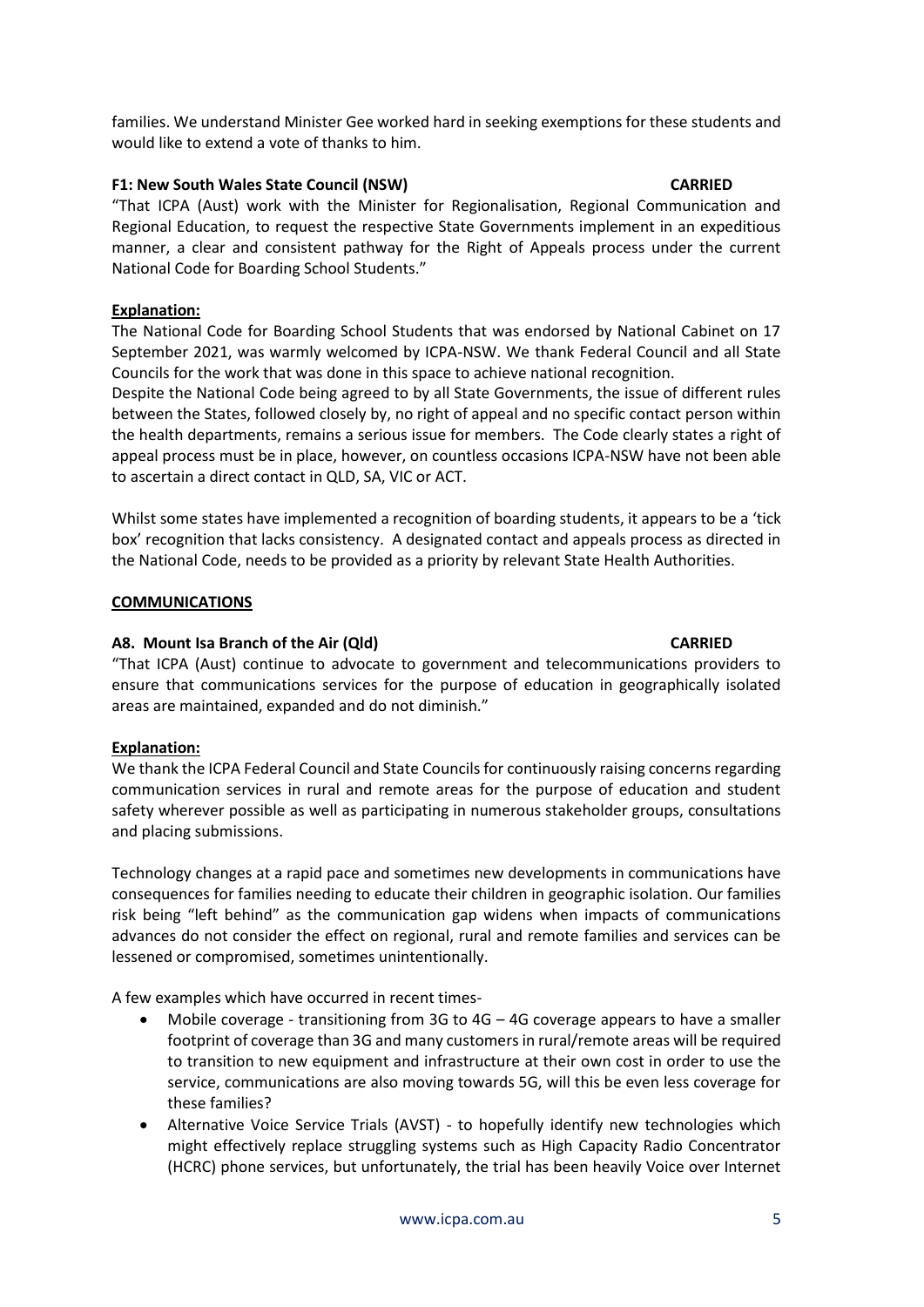families. We understand Minister Gee worked hard in seeking exemptions for these students and would like to extend a vote of thanks to him.

**F1: New South Wales State Council (NSW) CARRIED**

"That ICPA (Aust) work with the Minister for Regionalisation, Regional Communication and Regional Education, to request the respective State Governments implement in an expeditious manner, a clear and consistent pathway for the Right of Appeals process under the current National Code for Boarding School Students."

**Explanation:**

The National Code for Boarding School Students that was endorsed by National Cabinet on 17 September 2021, was warmly welcomed by ICPA-NSW. We thank Federal Council and all State Councils for the work that was done in this space to achieve national recognition.

Despite the National Code being agreed to by all State Governments, the issue of different rules between the States, followed closely by, no right of appeal and no specific contact person within the health departments, remains a serious issue for members. The Code clearly states a right of appeal process must be in place, however, on countless occasions ICPA-NSW have not been able to ascertain a direct contact in QLD, SA, VIC or ACT.

Whilst some states have implemented a recognition of boarding students, it appears to be a 'tick box' recognition that lacks consistency. A designated contact and appeals process as directed in the National Code, needs to be provided as a priority by relevant State Health Authorities.

## COMMUNICATIONS

**A8. Mount Isa Branch of the Air (Qld) CARRIED**

"That ICPA (Aust) continue to advocate to government and telecommunications providers to ensure that communications services for the purpose of education in geographically isolated areas are maintained, expanded and do not diminish."

**Explanation:**

We thank the ICPA Federal Council and State Councils for continuously raising concerns regarding communication services in rural and remote areas for the purpose of education and student safety wherever possible as well as participating in numerous stakeholder groups, consultations and placing submissions.

Technology changes at a rapid pace and sometimes new developments in communications have consequences for families needing to educate their children in geographic isolation. Our families risk being "left behind" as the communication gap widens when impacts of communications advances do not consider the effect on regional, rural and remote families and services can be lessened or compromised, sometimes unintentionally.

A few examples which have occurred in recent times-

- Mobile coverage - transitioning from 3G to 4G – 4G coverage appears to have a smaller footprint of coverage than 3G and many customers in rural/remote areas will be required to transition to new equipment and infrastructure at their own cost in order to use the service, communications are also moving towards 5G, will this be even less coverage for these families?
- Alternative Voice Service Trials (AVST) - to hopefully identify new technologies which might effectively replace struggling systems such as High Capacity Radio Concentrator (HCRC) phone services, but unfortunately, the trial has been heavily Voice over Internet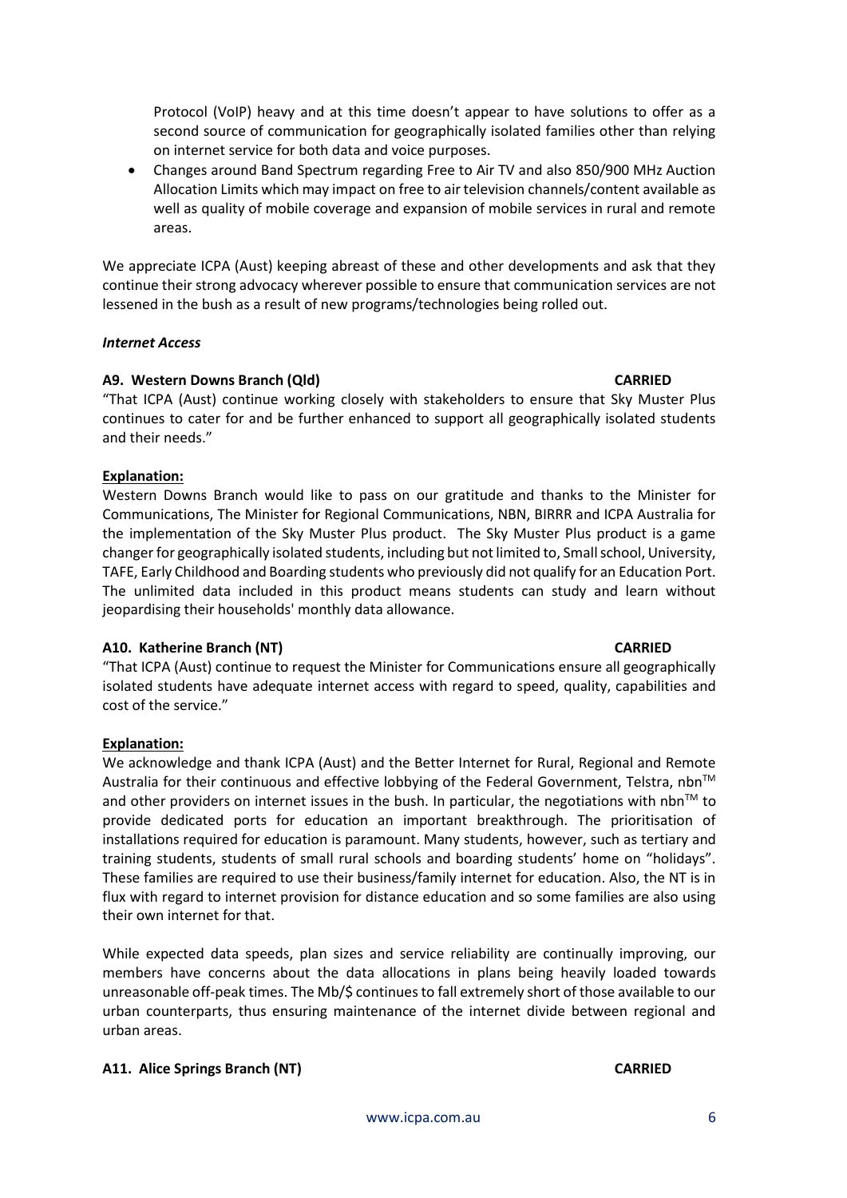Protocol (VoIP) heavy and at this time doesn't appear to have solutions to offer as a second source of communication for geographically isolated families other than relying on internet service for both data and voice purposes.

- Changes around Band Spectrum regarding Free to Air TV and also 850/900 MHz Auction Allocation Limits which may impact on free to air television channels/content available as well as quality of mobile coverage and expansion of mobile services in rural and remote areas.

We appreciate ICPA (Aust) keeping abreast of these and other developments and ask that they continue their strong advocacy wherever possible to ensure that communication services are not lessened in the bush as a result of new programs/technologies being rolled out.

***Internet Access***

**A9. Western Downs Branch (Qld) CARRIED**

"That ICPA (Aust) continue working closely with stakeholders to ensure that Sky Muster Plus continues to cater for and be further enhanced to support all geographically isolated students and their needs."

**Explanation:**

Western Downs Branch would like to pass on our gratitude and thanks to the Minister for Communications, The Minister for Regional Communications, NBN, BIRRR and ICPA Australia for the implementation of the Sky Muster Plus product. The Sky Muster Plus product is a game changer for geographically isolated students, including but not limited to, Small school, University, TAFE, Early Childhood and Boarding students who previously did not qualify for an Education Port. The unlimited data included in this product means students can study and learn without jeopardising their households' monthly data allowance.

**A10. Katherine Branch (NT) CARRIED**

"That ICPA (Aust) continue to request the Minister for Communications ensure all geographically isolated students have adequate internet access with regard to speed, quality, capabilities and cost of the service."

**Explanation:**

We acknowledge and thank ICPA (Aust) and the Better Internet for Rural, Regional and Remote Australia for their continuous and effective lobbying of the Federal Government, Telstra, nbn™ and other providers on internet issues in the bush. In particular, the negotiations with nbn™ to provide dedicated ports for education an important breakthrough. The prioritisation of installations required for education is paramount. Many students, however, such as tertiary and training students, students of small rural schools and boarding students' home on "holidays". These families are required to use their business/family internet for education. Also, the NT is in flux with regard to internet provision for distance education and so some families are also using their own internet for that.

While expected data speeds, plan sizes and service reliability are continually improving, our members have concerns about the data allocations in plans being heavily loaded towards unreasonable off-peak times. The Mb/$ continues to fall extremely short of those available to our urban counterparts, thus ensuring maintenance of the internet divide between regional and urban areas.

**A11. Alice Springs Branch (NT) CARRIED**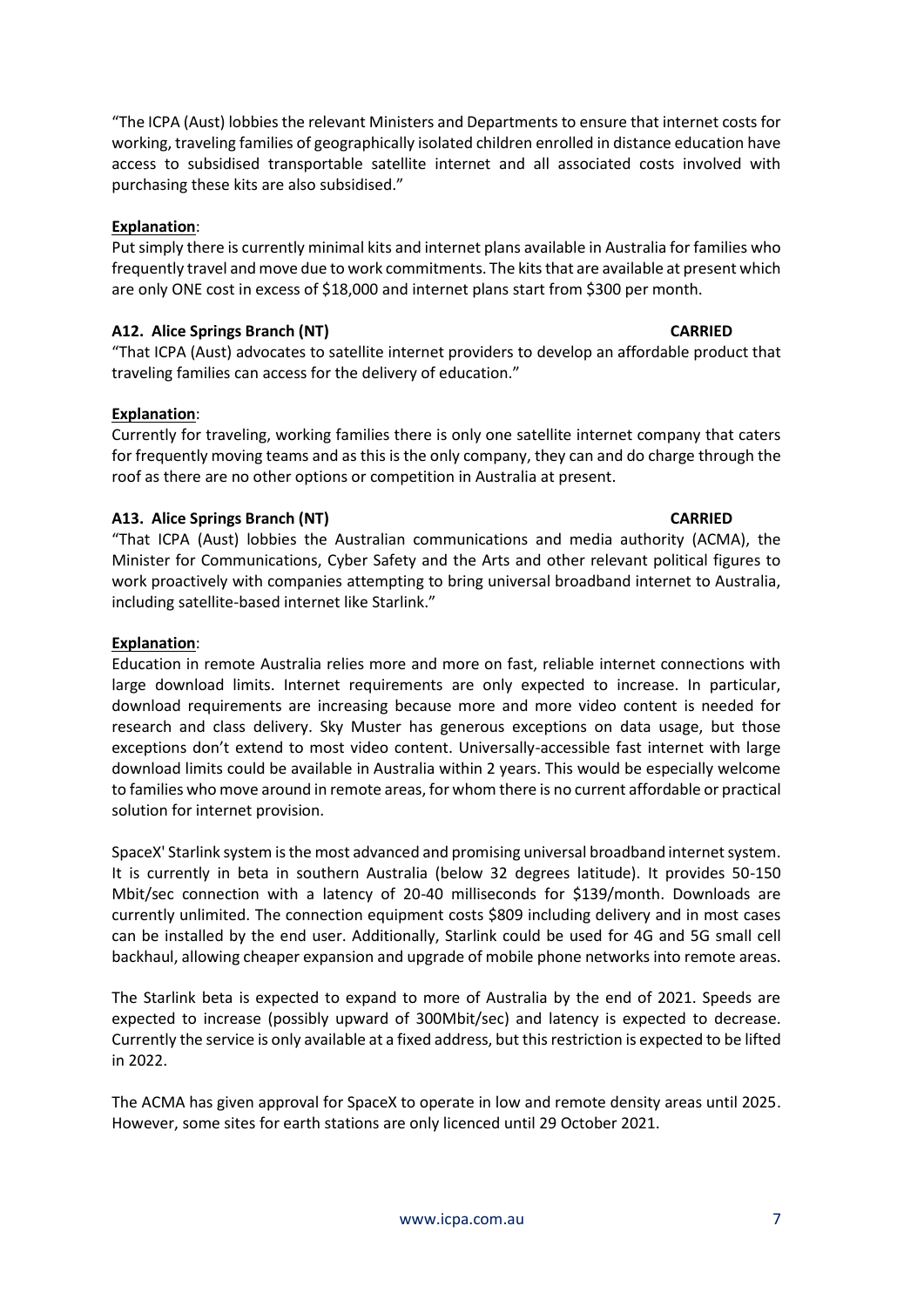"The ICPA (Aust) lobbies the relevant Ministers and Departments to ensure that internet costs for working, traveling families of geographically isolated children enrolled in distance education have access to subsidised transportable satellite internet and all associated costs involved with purchasing these kits are also subsidised."

**Explanation**:

Put simply there is currently minimal kits and internet plans available in Australia for families who frequently travel and move due to work commitments. The kits that are available at present which are only ONE cost in excess of $18,000 and internet plans start from $300 per month.

**A12. Alice Springs Branch (NT) CARRIED**

"That ICPA (Aust) advocates to satellite internet providers to develop an affordable product that traveling families can access for the delivery of education."

**Explanation**:

Currently for traveling, working families there is only one satellite internet company that caters for frequently moving teams and as this is the only company, they can and do charge through the roof as there are no other options or competition in Australia at present.

**A13. Alice Springs Branch (NT) CARRIED**

"That ICPA (Aust) lobbies the Australian communications and media authority (ACMA), the Minister for Communications, Cyber Safety and the Arts and other relevant political figures to work proactively with companies attempting to bring universal broadband internet to Australia, including satellite-based internet like Starlink."

**Explanation**:

Education in remote Australia relies more and more on fast, reliable internet connections with large download limits. Internet requirements are only expected to increase. In particular, download requirements are increasing because more and more video content is needed for research and class delivery. Sky Muster has generous exceptions on data usage, but those exceptions don't extend to most video content. Universally-accessible fast internet with large download limits could be available in Australia within 2 years. This would be especially welcome to families who move around in remote areas, for whom there is no current affordable or practical solution for internet provision.

SpaceX' Starlink system is the most advanced and promising universal broadband internet system. It is currently in beta in southern Australia (below 32 degrees latitude). It provides 50-150 Mbit/sec connection with a latency of 20-40 milliseconds for $139/month. Downloads are currently unlimited. The connection equipment costs $809 including delivery and in most cases can be installed by the end user. Additionally, Starlink could be used for 4G and 5G small cell backhaul, allowing cheaper expansion and upgrade of mobile phone networks into remote areas.

The Starlink beta is expected to expand to more of Australia by the end of 2021. Speeds are expected to increase (possibly upward of 300Mbit/sec) and latency is expected to decrease. Currently the service is only available at a fixed address, but this restriction is expected to be lifted in 2022.

The ACMA has given approval for SpaceX to operate in low and remote density areas until 2025. However, some sites for earth stations are only licenced until 29 October 2021.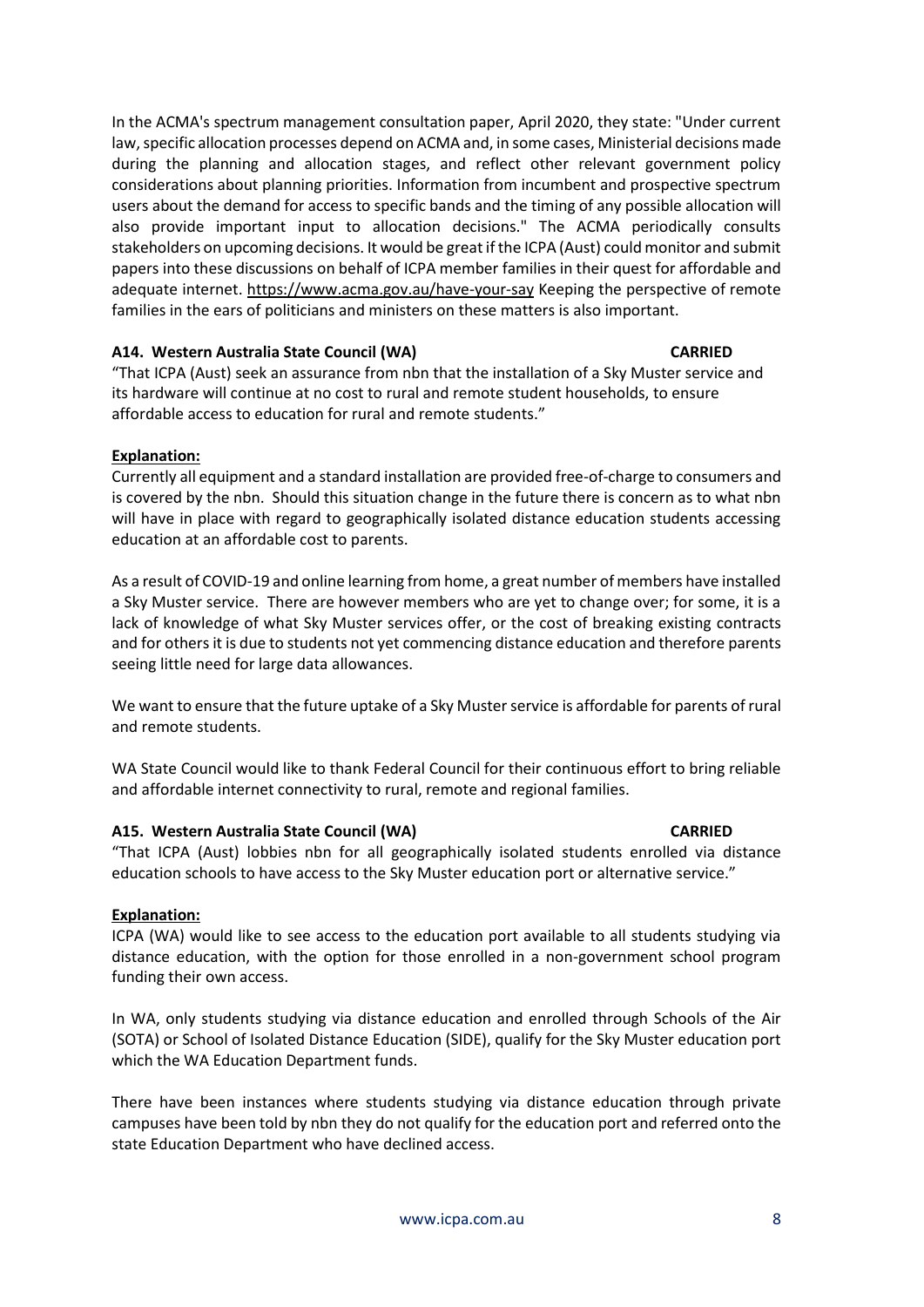In the ACMA's spectrum management consultation paper, April 2020, they state: "Under current law, specific allocation processes depend on ACMA and, in some cases, Ministerial decisions made during the planning and allocation stages, and reflect other relevant government policy considerations about planning priorities. Information from incumbent and prospective spectrum users about the demand for access to specific bands and the timing of any possible allocation will also provide important input to allocation decisions." The ACMA periodically consults stakeholders on upcoming decisions. It would be great if the ICPA (Aust) could monitor and submit papers into these discussions on behalf of ICPA member families in their quest for affordable and adequate internet. https://www.acma.gov.au/have-your-say Keeping the perspective of remote families in the ears of politicians and ministers on these matters is also important.

**A14. Western Australia State Council (WA) CARRIED**

"That ICPA (Aust) seek an assurance from nbn that the installation of a Sky Muster service and its hardware will continue at no cost to rural and remote student households, to ensure affordable access to education for rural and remote students."

**Explanation:**

Currently all equipment and a standard installation are provided free-of-charge to consumers and is covered by the nbn. Should this situation change in the future there is concern as to what nbn will have in place with regard to geographically isolated distance education students accessing education at an affordable cost to parents.

As a result of COVID-19 and online learning from home, a great number of members have installed a Sky Muster service. There are however members who are yet to change over; for some, it is a lack of knowledge of what Sky Muster services offer, or the cost of breaking existing contracts and for others it is due to students not yet commencing distance education and therefore parents seeing little need for large data allowances.

We want to ensure that the future uptake of a Sky Muster service is affordable for parents of rural and remote students.

WA State Council would like to thank Federal Council for their continuous effort to bring reliable and affordable internet connectivity to rural, remote and regional families.

**A15. Western Australia State Council (WA) CARRIED**

"That ICPA (Aust) lobbies nbn for all geographically isolated students enrolled via distance education schools to have access to the Sky Muster education port or alternative service."

**Explanation:**

ICPA (WA) would like to see access to the education port available to all students studying via distance education, with the option for those enrolled in a non-government school program funding their own access.

In WA, only students studying via distance education and enrolled through Schools of the Air (SOTA) or School of Isolated Distance Education (SIDE), qualify for the Sky Muster education port which the WA Education Department funds.

There have been instances where students studying via distance education through private campuses have been told by nbn they do not qualify for the education port and referred onto the state Education Department who have declined access.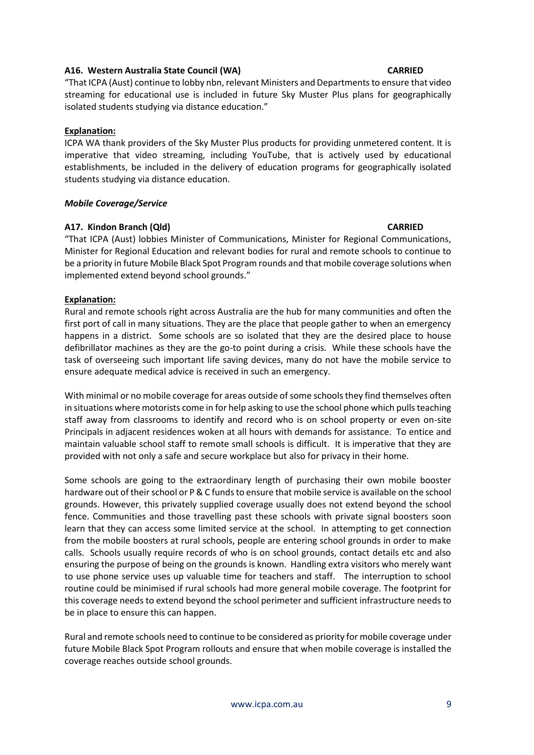**A16. Western Australia State Council (WA)** **CARRIED**

"That ICPA (Aust) continue to lobby nbn, relevant Ministers and Departments to ensure that video streaming for educational use is included in future Sky Muster Plus plans for geographically isolated students studying via distance education."

**Explanation:**

ICPA WA thank providers of the Sky Muster Plus products for providing unmetered content. It is imperative that video streaming, including YouTube, that is actively used by educational establishments, be included in the delivery of education programs for geographically isolated students studying via distance education.

***Mobile Coverage/Service***

**A17. Kindon Branch (Qld)** **CARRIED**

"That ICPA (Aust) lobbies Minister of Communications, Minister for Regional Communications, Minister for Regional Education and relevant bodies for rural and remote schools to continue to be a priority in future Mobile Black Spot Program rounds and that mobile coverage solutions when implemented extend beyond school grounds."

**Explanation:**

Rural and remote schools right across Australia are the hub for many communities and often the first port of call in many situations. They are the place that people gather to when an emergency happens in a district. Some schools are so isolated that they are the desired place to house defibrillator machines as they are the go-to point during a crisis. While these schools have the task of overseeing such important life saving devices, many do not have the mobile service to ensure adequate medical advice is received in such an emergency.

With minimal or no mobile coverage for areas outside of some schools they find themselves often in situations where motorists come in for help asking to use the school phone which pulls teaching staff away from classrooms to identify and record who is on school property or even on-site Principals in adjacent residences woken at all hours with demands for assistance. To entice and maintain valuable school staff to remote small schools is difficult. It is imperative that they are provided with not only a safe and secure workplace but also for privacy in their home.

Some schools are going to the extraordinary length of purchasing their own mobile booster hardware out of their school or P & C funds to ensure that mobile service is available on the school grounds. However, this privately supplied coverage usually does not extend beyond the school fence. Communities and those travelling past these schools with private signal boosters soon learn that they can access some limited service at the school. In attempting to get connection from the mobile boosters at rural schools, people are entering school grounds in order to make calls. Schools usually require records of who is on school grounds, contact details etc and also ensuring the purpose of being on the grounds is known. Handling extra visitors who merely want to use phone service uses up valuable time for teachers and staff. The interruption to school routine could be minimised if rural schools had more general mobile coverage. The footprint for this coverage needs to extend beyond the school perimeter and sufficient infrastructure needs to be in place to ensure this can happen.

Rural and remote schools need to continue to be considered as priority for mobile coverage under future Mobile Black Spot Program rollouts and ensure that when mobile coverage is installed the coverage reaches outside school grounds.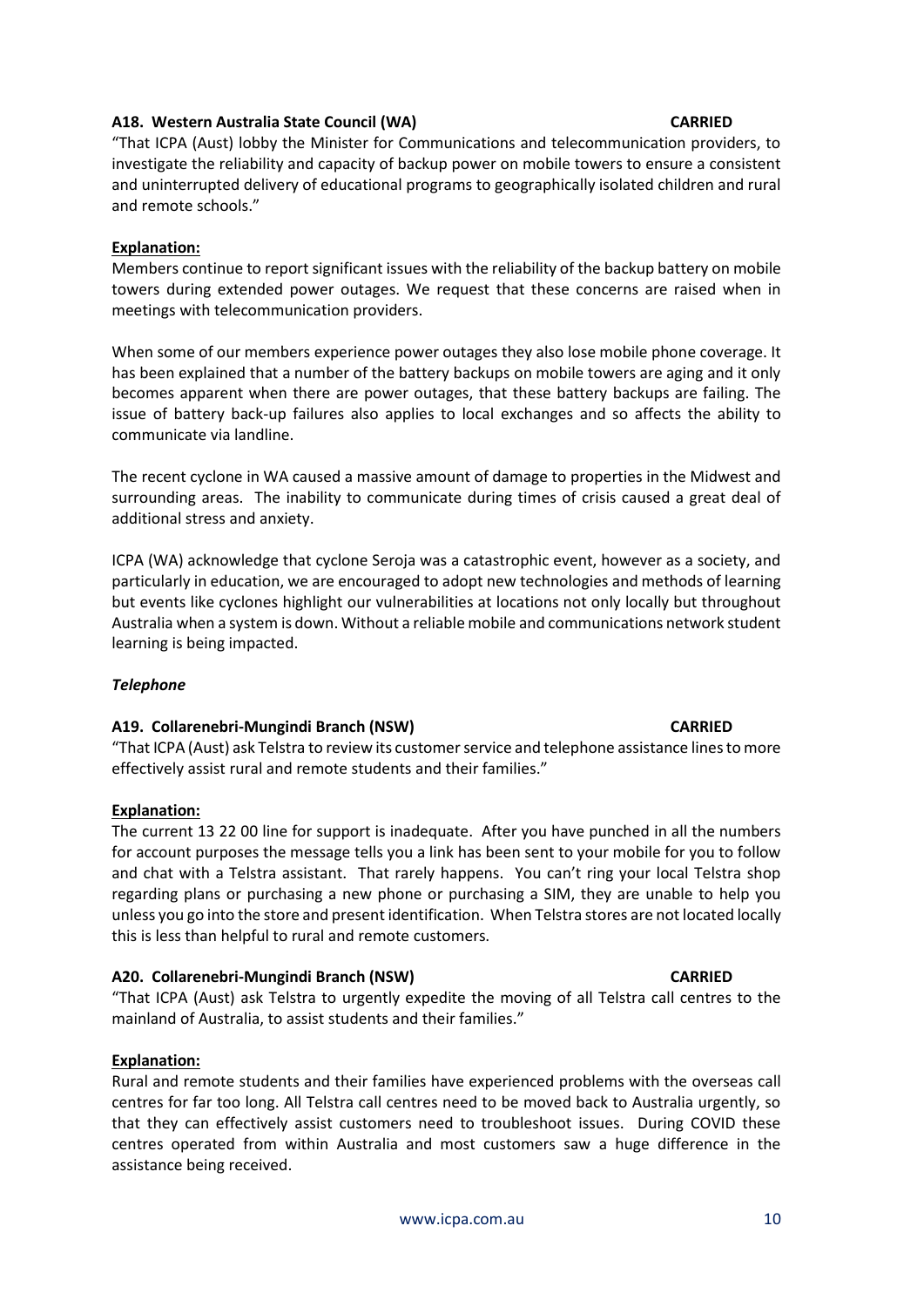**A18. Western Australia State Council (WA) CARRIED**

"That ICPA (Aust) lobby the Minister for Communications and telecommunication providers, to investigate the reliability and capacity of backup power on mobile towers to ensure a consistent and uninterrupted delivery of educational programs to geographically isolated children and rural and remote schools."

**Explanation:**

Members continue to report significant issues with the reliability of the backup battery on mobile towers during extended power outages. We request that these concerns are raised when in meetings with telecommunication providers.

When some of our members experience power outages they also lose mobile phone coverage. It has been explained that a number of the battery backups on mobile towers are aging and it only becomes apparent when there are power outages, that these battery backups are failing. The issue of battery back-up failures also applies to local exchanges and so affects the ability to communicate via landline.

The recent cyclone in WA caused a massive amount of damage to properties in the Midwest and surrounding areas. The inability to communicate during times of crisis caused a great deal of additional stress and anxiety.

ICPA (WA) acknowledge that cyclone Seroja was a catastrophic event, however as a society, and particularly in education, we are encouraged to adopt new technologies and methods of learning but events like cyclones highlight our vulnerabilities at locations not only locally but throughout Australia when a system is down. Without a reliable mobile and communications network student learning is being impacted.

***Telephone***

**A19. Collarenebri-Mungindi Branch (NSW) CARRIED**

"That ICPA (Aust) ask Telstra to review its customer service and telephone assistance lines to more effectively assist rural and remote students and their families."

**Explanation:**

The current 13 22 00 line for support is inadequate. After you have punched in all the numbers for account purposes the message tells you a link has been sent to your mobile for you to follow and chat with a Telstra assistant. That rarely happens. You can't ring your local Telstra shop regarding plans or purchasing a new phone or purchasing a SIM, they are unable to help you unless you go into the store and present identification. When Telstra stores are not located locally this is less than helpful to rural and remote customers.

**A20. Collarenebri-Mungindi Branch (NSW) CARRIED**

"That ICPA (Aust) ask Telstra to urgently expedite the moving of all Telstra call centres to the mainland of Australia, to assist students and their families."

**Explanation:**

Rural and remote students and their families have experienced problems with the overseas call centres for far too long. All Telstra call centres need to be moved back to Australia urgently, so that they can effectively assist customers need to troubleshoot issues. During COVID these centres operated from within Australia and most customers saw a huge difference in the assistance being received.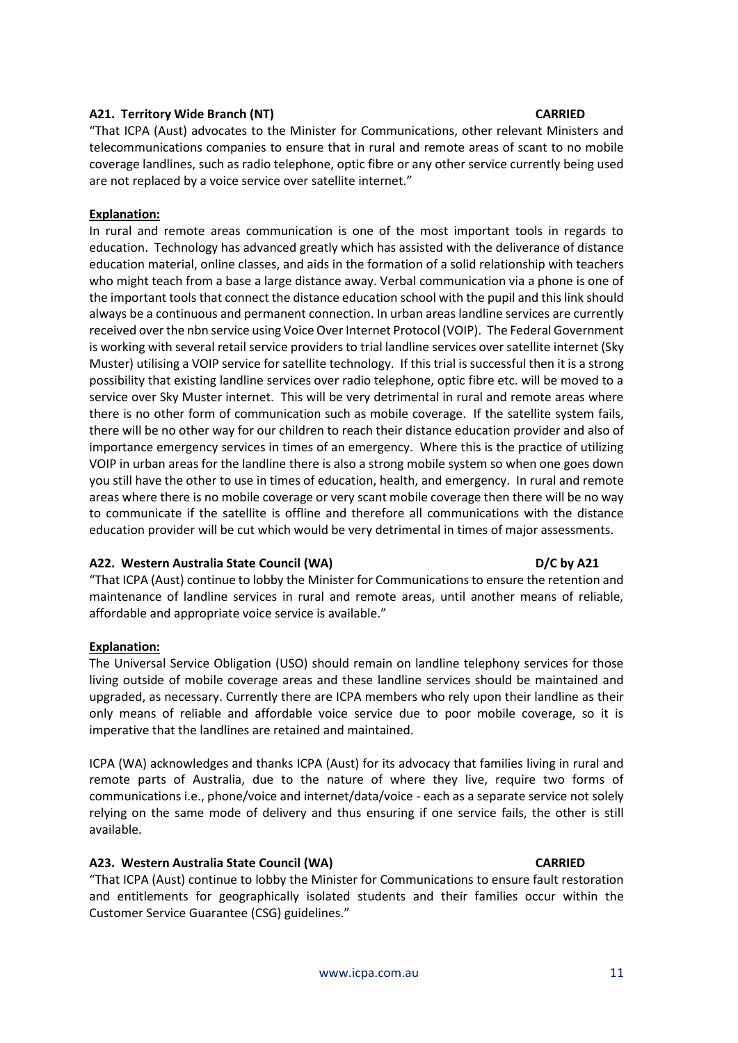**A21. Territory Wide Branch (NT)** **CARRIED**

"That ICPA (Aust) advocates to the Minister for Communications, other relevant Ministers and telecommunications companies to ensure that in rural and remote areas of scant to no mobile coverage landlines, such as radio telephone, optic fibre or any other service currently being used are not replaced by a voice service over satellite internet."

**Explanation:**

In rural and remote areas communication is one of the most important tools in regards to education. Technology has advanced greatly which has assisted with the deliverance of distance education material, online classes, and aids in the formation of a solid relationship with teachers who might teach from a base a large distance away. Verbal communication via a phone is one of the important tools that connect the distance education school with the pupil and this link should always be a continuous and permanent connection. In urban areas landline services are currently received over the nbn service using Voice Over Internet Protocol (VOIP). The Federal Government is working with several retail service providers to trial landline services over satellite internet (Sky Muster) utilising a VOIP service for satellite technology. If this trial is successful then it is a strong possibility that existing landline services over radio telephone, optic fibre etc. will be moved to a service over Sky Muster internet. This will be very detrimental in rural and remote areas where there is no other form of communication such as mobile coverage. If the satellite system fails, there will be no other way for our children to reach their distance education provider and also of importance emergency services in times of an emergency. Where this is the practice of utilizing VOIP in urban areas for the landline there is also a strong mobile system so when one goes down you still have the other to use in times of education, health, and emergency. In rural and remote areas where there is no mobile coverage or very scant mobile coverage then there will be no way to communicate if the satellite is offline and therefore all communications with the distance education provider will be cut which would be very detrimental in times of major assessments.

**A22. Western Australia State Council (WA)** **D/C by A21**

"That ICPA (Aust) continue to lobby the Minister for Communications to ensure the retention and maintenance of landline services in rural and remote areas, until another means of reliable, affordable and appropriate voice service is available."

**Explanation:**

The Universal Service Obligation (USO) should remain on landline telephony services for those living outside of mobile coverage areas and these landline services should be maintained and upgraded, as necessary. Currently there are ICPA members who rely upon their landline as their only means of reliable and affordable voice service due to poor mobile coverage, so it is imperative that the landlines are retained and maintained.

ICPA (WA) acknowledges and thanks ICPA (Aust) for its advocacy that families living in rural and remote parts of Australia, due to the nature of where they live, require two forms of communications i.e., phone/voice and internet/data/voice - each as a separate service not solely relying on the same mode of delivery and thus ensuring if one service fails, the other is still available.

**A23. Western Australia State Council (WA)** **CARRIED**

"That ICPA (Aust) continue to lobby the Minister for Communications to ensure fault restoration and entitlements for geographically isolated students and their families occur within the Customer Service Guarantee (CSG) guidelines."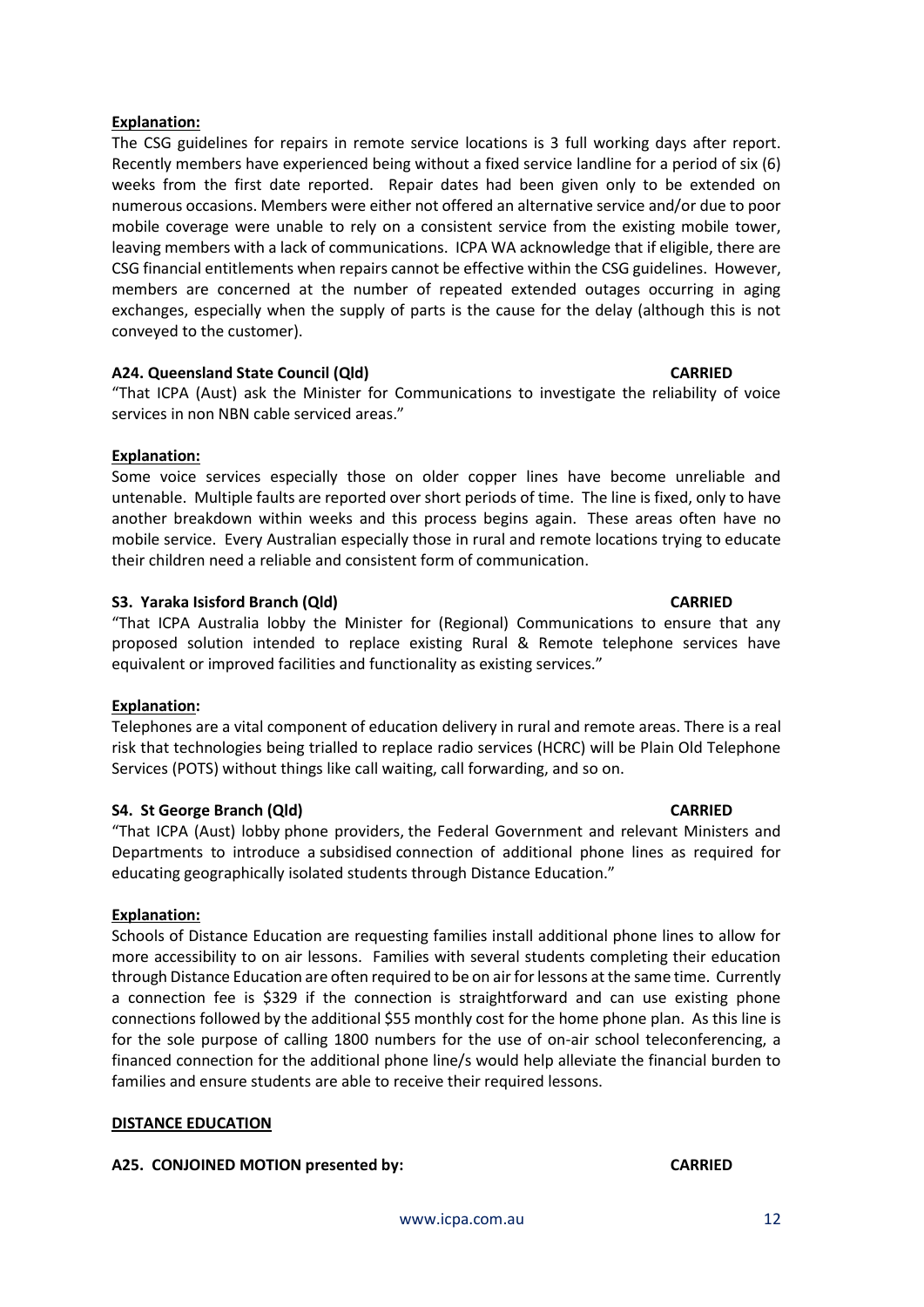**Explanation:**

The CSG guidelines for repairs in remote service locations is 3 full working days after report. Recently members have experienced being without a fixed service landline for a period of six (6) weeks from the first date reported. Repair dates had been given only to be extended on numerous occasions. Members were either not offered an alternative service and/or due to poor mobile coverage were unable to rely on a consistent service from the existing mobile tower, leaving members with a lack of communications. ICPA WA acknowledge that if eligible, there are CSG financial entitlements when repairs cannot be effective within the CSG guidelines. However, members are concerned at the number of repeated extended outages occurring in aging exchanges, especially when the supply of parts is the cause for the delay (although this is not conveyed to the customer).

**A24. Queensland State Council (Qld)** **CARRIED**

"That ICPA (Aust) ask the Minister for Communications to investigate the reliability of voice services in non NBN cable serviced areas."

**Explanation:**

Some voice services especially those on older copper lines have become unreliable and untenable. Multiple faults are reported over short periods of time. The line is fixed, only to have another breakdown within weeks and this process begins again. These areas often have no mobile service. Every Australian especially those in rural and remote locations trying to educate their children need a reliable and consistent form of communication.

**S3. Yaraka Isisford Branch (Qld)** **CARRIED**

"That ICPA Australia lobby the Minister for (Regional) Communications to ensure that any proposed solution intended to replace existing Rural & Remote telephone services have equivalent or improved facilities and functionality as existing services."

**Explanation:**

Telephones are a vital component of education delivery in rural and remote areas. There is a real risk that technologies being trialled to replace radio services (HCRC) will be Plain Old Telephone Services (POTS) without things like call waiting, call forwarding, and so on.

**S4. St George Branch (Qld)** **CARRIED**

"That ICPA (Aust) lobby phone providers, the Federal Government and relevant Ministers and Departments to introduce a subsidised connection of additional phone lines as required for educating geographically isolated students through Distance Education."

**Explanation:**

Schools of Distance Education are requesting families install additional phone lines to allow for more accessibility to on air lessons. Families with several students completing their education through Distance Education are often required to be on air for lessons at the same time. Currently a connection fee is $329 if the connection is straightforward and can use existing phone connections followed by the additional $55 monthly cost for the home phone plan. As this line is for the sole purpose of calling 1800 numbers for the use of on-air school teleconferencing, a financed connection for the additional phone line/s would help alleviate the financial burden to families and ensure students are able to receive their required lessons.

**DISTANCE EDUCATION**

**A25. CONJOINED MOTION presented by:** **CARRIED**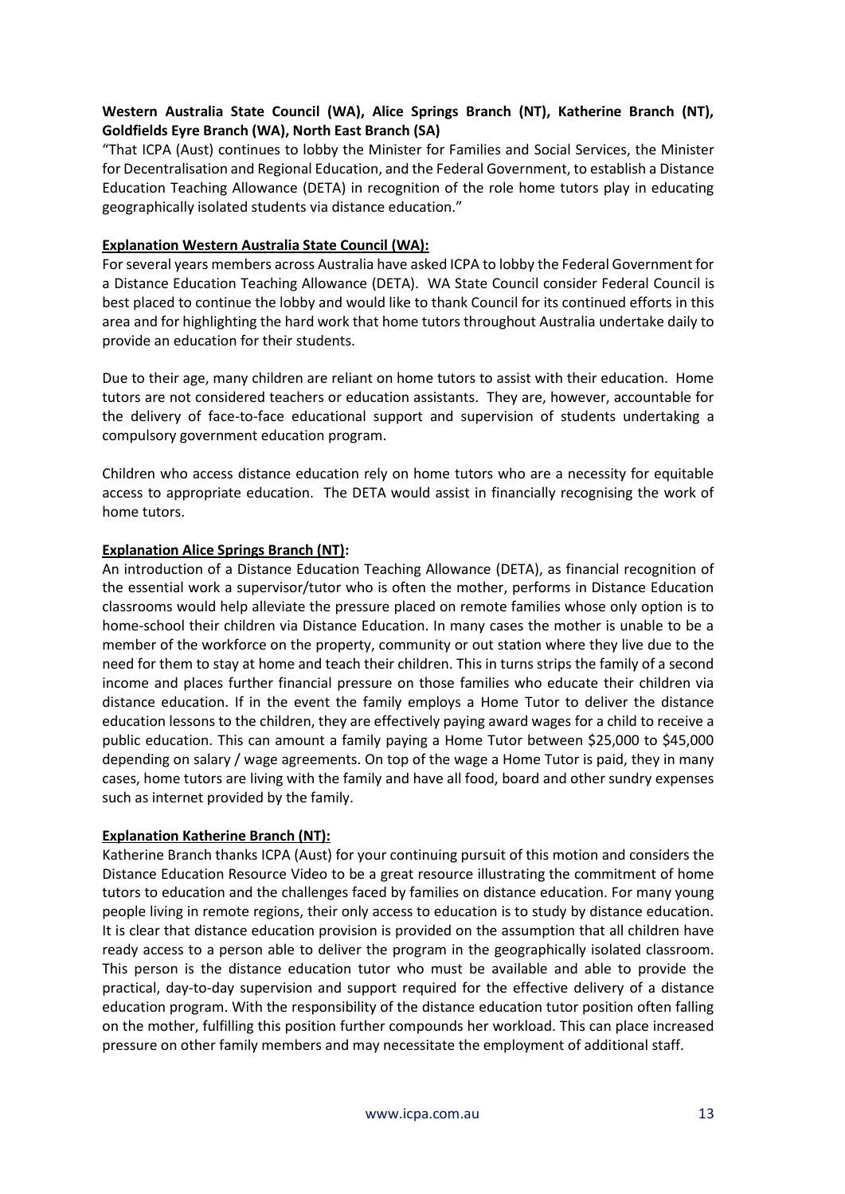**Western Australia State Council (WA), Alice Springs Branch (NT), Katherine Branch (NT), Goldfields Eyre Branch (WA), North East Branch (SA)**

"That ICPA (Aust) continues to lobby the Minister for Families and Social Services, the Minister for Decentralisation and Regional Education, and the Federal Government, to establish a Distance Education Teaching Allowance (DETA) in recognition of the role home tutors play in educating geographically isolated students via distance education."

**Explanation Western Australia State Council (WA):**

For several years members across Australia have asked ICPA to lobby the Federal Government for a Distance Education Teaching Allowance (DETA). WA State Council consider Federal Council is best placed to continue the lobby and would like to thank Council for its continued efforts in this area and for highlighting the hard work that home tutors throughout Australia undertake daily to provide an education for their students.

Due to their age, many children are reliant on home tutors to assist with their education. Home tutors are not considered teachers or education assistants. They are, however, accountable for the delivery of face-to-face educational support and supervision of students undertaking a compulsory government education program.

Children who access distance education rely on home tutors who are a necessity for equitable access to appropriate education. The DETA would assist in financially recognising the work of home tutors.

**Explanation Alice Springs Branch (NT):**

An introduction of a Distance Education Teaching Allowance (DETA), as financial recognition of the essential work a supervisor/tutor who is often the mother, performs in Distance Education classrooms would help alleviate the pressure placed on remote families whose only option is to home-school their children via Distance Education. In many cases the mother is unable to be a member of the workforce on the property, community or out station where they live due to the need for them to stay at home and teach their children. This in turns strips the family of a second income and places further financial pressure on those families who educate their children via distance education. If in the event the family employs a Home Tutor to deliver the distance education lessons to the children, they are effectively paying award wages for a child to receive a public education. This can amount a family paying a Home Tutor between $25,000 to $45,000 depending on salary / wage agreements. On top of the wage a Home Tutor is paid, they in many cases, home tutors are living with the family and have all food, board and other sundry expenses such as internet provided by the family.

**Explanation Katherine Branch (NT):**

Katherine Branch thanks ICPA (Aust) for your continuing pursuit of this motion and considers the Distance Education Resource Video to be a great resource illustrating the commitment of home tutors to education and the challenges faced by families on distance education. For many young people living in remote regions, their only access to education is to study by distance education. It is clear that distance education provision is provided on the assumption that all children have ready access to a person able to deliver the program in the geographically isolated classroom. This person is the distance education tutor who must be available and able to provide the practical, day-to-day supervision and support required for the effective delivery of a distance education program. With the responsibility of the distance education tutor position often falling on the mother, fulfilling this position further compounds her workload. This can place increased pressure on other family members and may necessitate the employment of additional staff.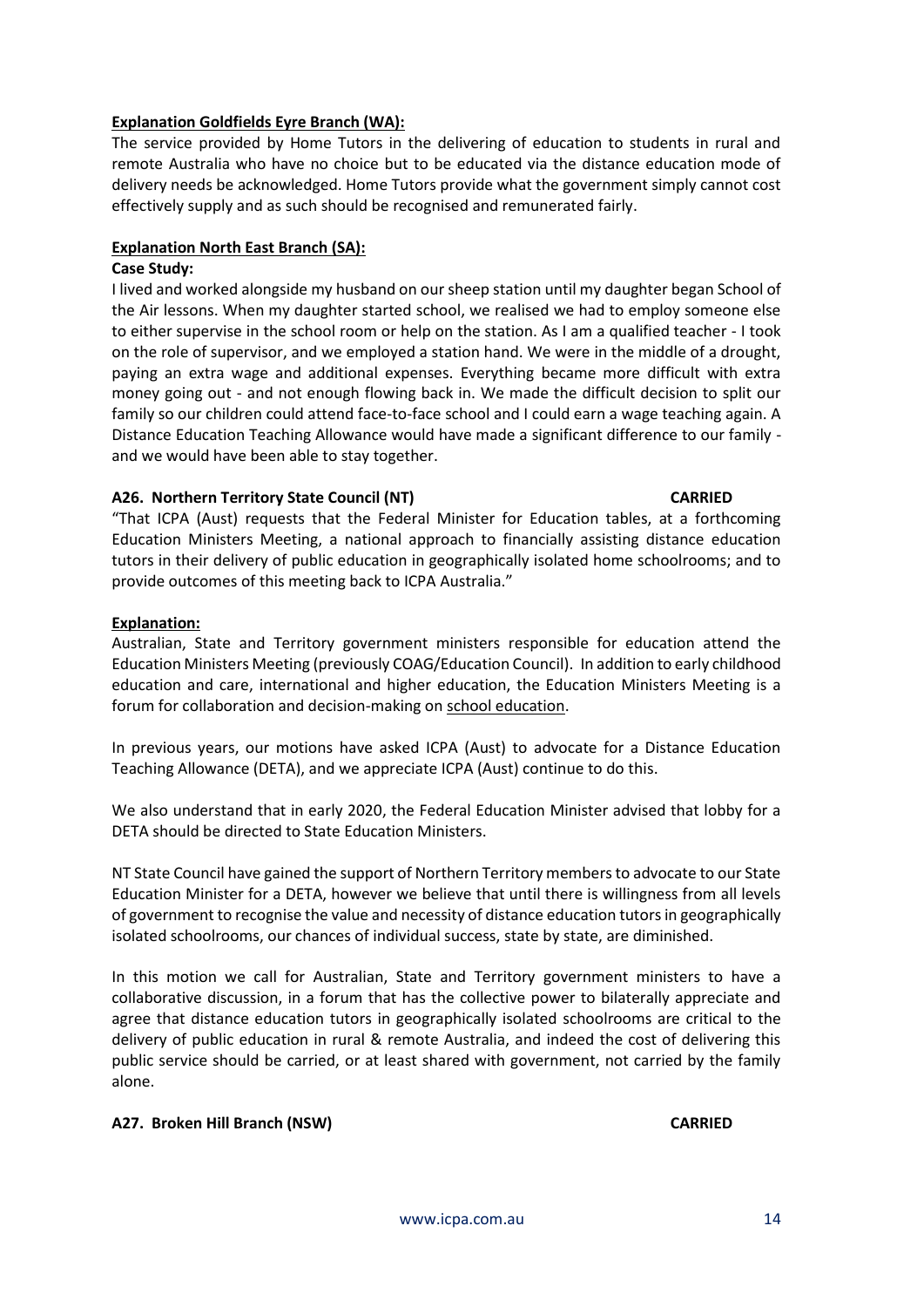**Explanation Goldfields Eyre Branch (WA):**

The service provided by Home Tutors in the delivering of education to students in rural and remote Australia who have no choice but to be educated via the distance education mode of delivery needs be acknowledged. Home Tutors provide what the government simply cannot cost effectively supply and as such should be recognised and remunerated fairly.

**Explanation North East Branch (SA):**

**Case Study:**

I lived and worked alongside my husband on our sheep station until my daughter began School of the Air lessons. When my daughter started school, we realised we had to employ someone else to either supervise in the school room or help on the station. As I am a qualified teacher - I took on the role of supervisor, and we employed a station hand. We were in the middle of a drought, paying an extra wage and additional expenses. Everything became more difficult with extra money going out - and not enough flowing back in. We made the difficult decision to split our family so our children could attend face-to-face school and I could earn a wage teaching again. A Distance Education Teaching Allowance would have made a significant difference to our family - and we would have been able to stay together.

**A26. Northern Territory State Council (NT) CARRIED**

"That ICPA (Aust) requests that the Federal Minister for Education tables, at a forthcoming Education Ministers Meeting, a national approach to financially assisting distance education tutors in their delivery of public education in geographically isolated home schoolrooms; and to provide outcomes of this meeting back to ICPA Australia."

**Explanation:**

Australian, State and Territory government ministers responsible for education attend the Education Ministers Meeting (previously COAG/Education Council). In addition to early childhood education and care, international and higher education, the Education Ministers Meeting is a forum for collaboration and decision-making on school education.

In previous years, our motions have asked ICPA (Aust) to advocate for a Distance Education Teaching Allowance (DETA), and we appreciate ICPA (Aust) continue to do this.

We also understand that in early 2020, the Federal Education Minister advised that lobby for a DETA should be directed to State Education Ministers.

NT State Council have gained the support of Northern Territory members to advocate to our State Education Minister for a DETA, however we believe that until there is willingness from all levels of government to recognise the value and necessity of distance education tutors in geographically isolated schoolrooms, our chances of individual success, state by state, are diminished.

In this motion we call for Australian, State and Territory government ministers to have a collaborative discussion, in a forum that has the collective power to bilaterally appreciate and agree that distance education tutors in geographically isolated schoolrooms are critical to the delivery of public education in rural & remote Australia, and indeed the cost of delivering this public service should be carried, or at least shared with government, not carried by the family alone.

**A27. Broken Hill Branch (NSW) CARRIED**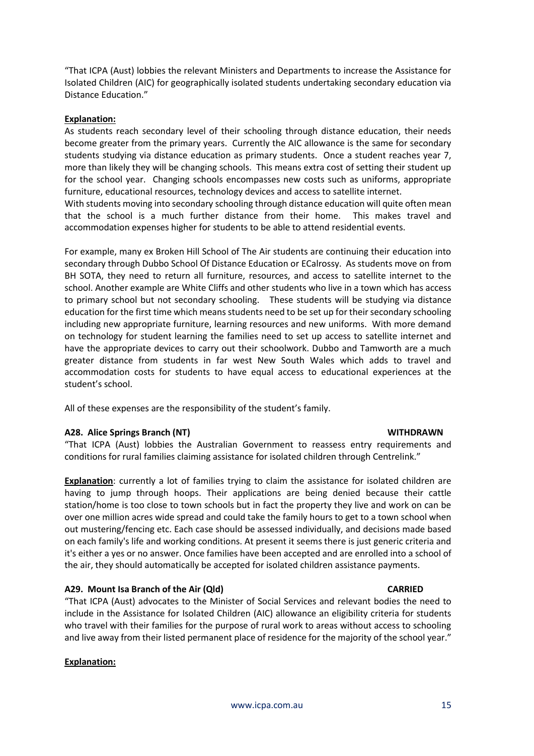"That ICPA (Aust) lobbies the relevant Ministers and Departments to increase the Assistance for Isolated Children (AIC) for geographically isolated students undertaking secondary education via Distance Education."

**Explanation:**
As students reach secondary level of their schooling through distance education, their needs become greater from the primary years. Currently the AIC allowance is the same for secondary students studying via distance education as primary students. Once a student reaches year 7, more than likely they will be changing schools. This means extra cost of setting their student up for the school year. Changing schools encompasses new costs such as uniforms, appropriate furniture, educational resources, technology devices and access to satellite internet.
With students moving into secondary schooling through distance education will quite often mean that the school is a much further distance from their home. This makes travel and accommodation expenses higher for students to be able to attend residential events.

For example, many ex Broken Hill School of The Air students are continuing their education into secondary through Dubbo School Of Distance Education or ECalrossy. As students move on from BH SOTA, they need to return all furniture, resources, and access to satellite internet to the school. Another example are White Cliffs and other students who live in a town which has access to primary school but not secondary schooling. These students will be studying via distance education for the first time which means students need to be set up for their secondary schooling including new appropriate furniture, learning resources and new uniforms. With more demand on technology for student learning the families need to set up access to satellite internet and have the appropriate devices to carry out their schoolwork. Dubbo and Tamworth are a much greater distance from students in far west New South Wales which adds to travel and accommodation costs for students to have equal access to educational experiences at the student's school.

All of these expenses are the responsibility of the student's family.

**A28. Alice Springs Branch (NT)** **WITHDRAWN**

"That ICPA (Aust) lobbies the Australian Government to reassess entry requirements and conditions for rural families claiming assistance for isolated children through Centrelink."

**Explanation**: currently a lot of families trying to claim the assistance for isolated children are having to jump through hoops. Their applications are being denied because their cattle station/home is too close to town schools but in fact the property they live and work on can be over one million acres wide spread and could take the family hours to get to a town school when out mustering/fencing etc. Each case should be assessed individually, and decisions made based on each family's life and working conditions. At present it seems there is just generic criteria and it's either a yes or no answer. Once families have been accepted and are enrolled into a school of the air, they should automatically be accepted for isolated children assistance payments.

**A29. Mount Isa Branch of the Air (Qld)** **CARRIED**

"That ICPA (Aust) advocates to the Minister of Social Services and relevant bodies the need to include in the Assistance for Isolated Children (AIC) allowance an eligibility criteria for students who travel with their families for the purpose of rural work to areas without access to schooling and live away from their listed permanent place of residence for the majority of the school year."

**Explanation:**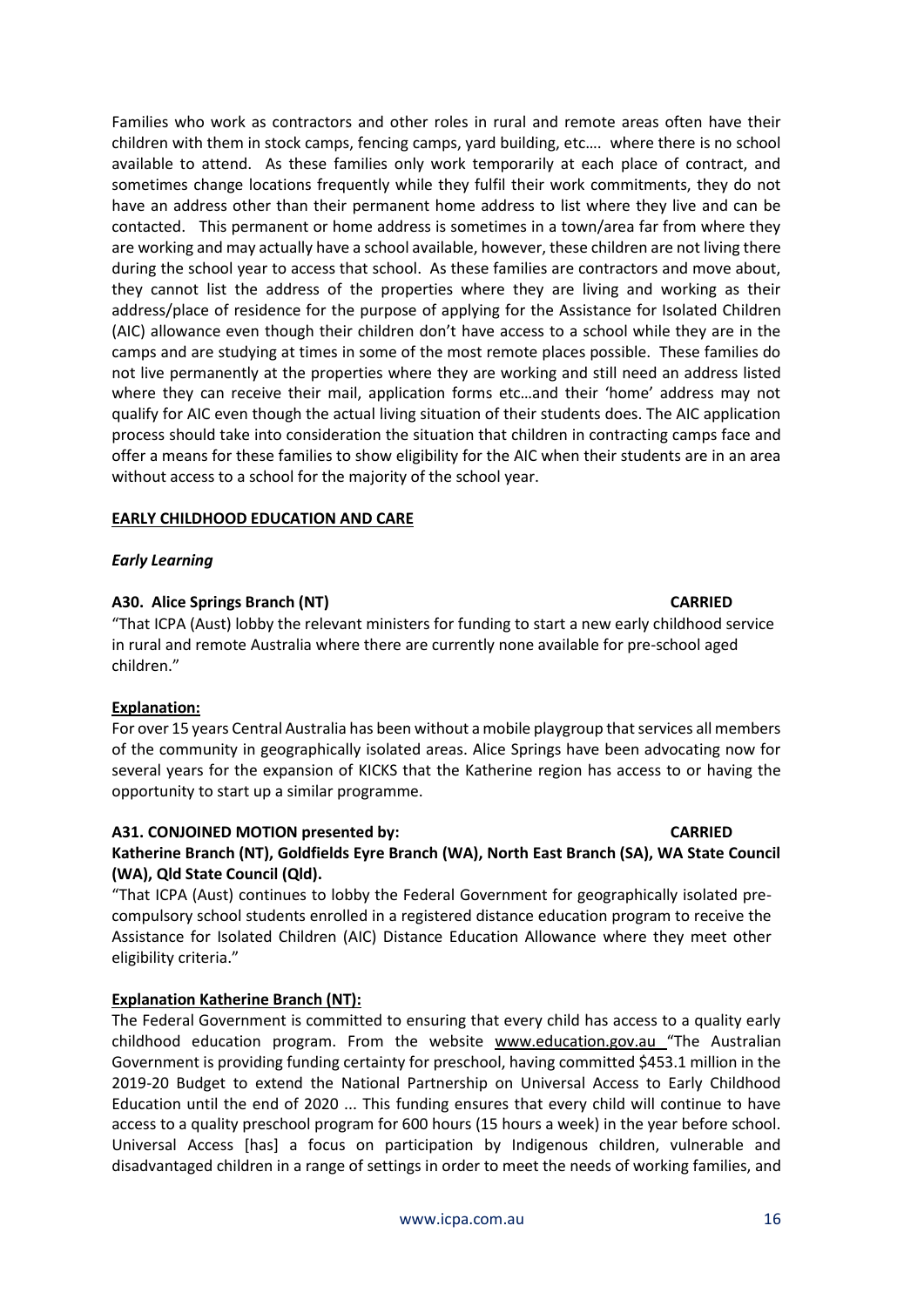Families who work as contractors and other roles in rural and remote areas often have their children with them in stock camps, fencing camps, yard building, etc…. where there is no school available to attend. As these families only work temporarily at each place of contract, and sometimes change locations frequently while they fulfil their work commitments, they do not have an address other than their permanent home address to list where they live and can be contacted. This permanent or home address is sometimes in a town/area far from where they are working and may actually have a school available, however, these children are not living there during the school year to access that school. As these families are contractors and move about, they cannot list the address of the properties where they are living and working as their address/place of residence for the purpose of applying for the Assistance for Isolated Children (AIC) allowance even though their children don't have access to a school while they are in the camps and are studying at times in some of the most remote places possible. These families do not live permanently at the properties where they are working and still need an address listed where they can receive their mail, application forms etc…and their 'home' address may not qualify for AIC even though the actual living situation of their students does. The AIC application process should take into consideration the situation that children in contracting camps face and offer a means for these families to show eligibility for the AIC when their students are in an area without access to a school for the majority of the school year.

## EARLY CHILDHOOD EDUCATION AND CARE

### *Early Learning*

**A30. Alice Springs Branch (NT)** **CARRIED**

"That ICPA (Aust) lobby the relevant ministers for funding to start a new early childhood service in rural and remote Australia where there are currently none available for pre-school aged children."

**Explanation:**

For over 15 years Central Australia has been without a mobile playgroup that services all members of the community in geographically isolated areas. Alice Springs have been advocating now for several years for the expansion of KICKS that the Katherine region has access to or having the opportunity to start up a similar programme.

**A31. CONJOINED MOTION presented by:** **CARRIED**

**Katherine Branch (NT), Goldfields Eyre Branch (WA), North East Branch (SA), WA State Council (WA), Qld State Council (Qld).**

"That ICPA (Aust) continues to lobby the Federal Government for geographically isolated pre-compulsory school students enrolled in a registered distance education program to receive the Assistance for Isolated Children (AIC) Distance Education Allowance where they meet other eligibility criteria."

**Explanation Katherine Branch (NT):**

The Federal Government is committed to ensuring that every child has access to a quality early childhood education program. From the website www.education.gov.au "The Australian Government is providing funding certainty for preschool, having committed $453.1 million in the 2019-20 Budget to extend the National Partnership on Universal Access to Early Childhood Education until the end of 2020 ... This funding ensures that every child will continue to have access to a quality preschool program for 600 hours (15 hours a week) in the year before school. Universal Access [has] a focus on participation by Indigenous children, vulnerable and disadvantaged children in a range of settings in order to meet the needs of working families, and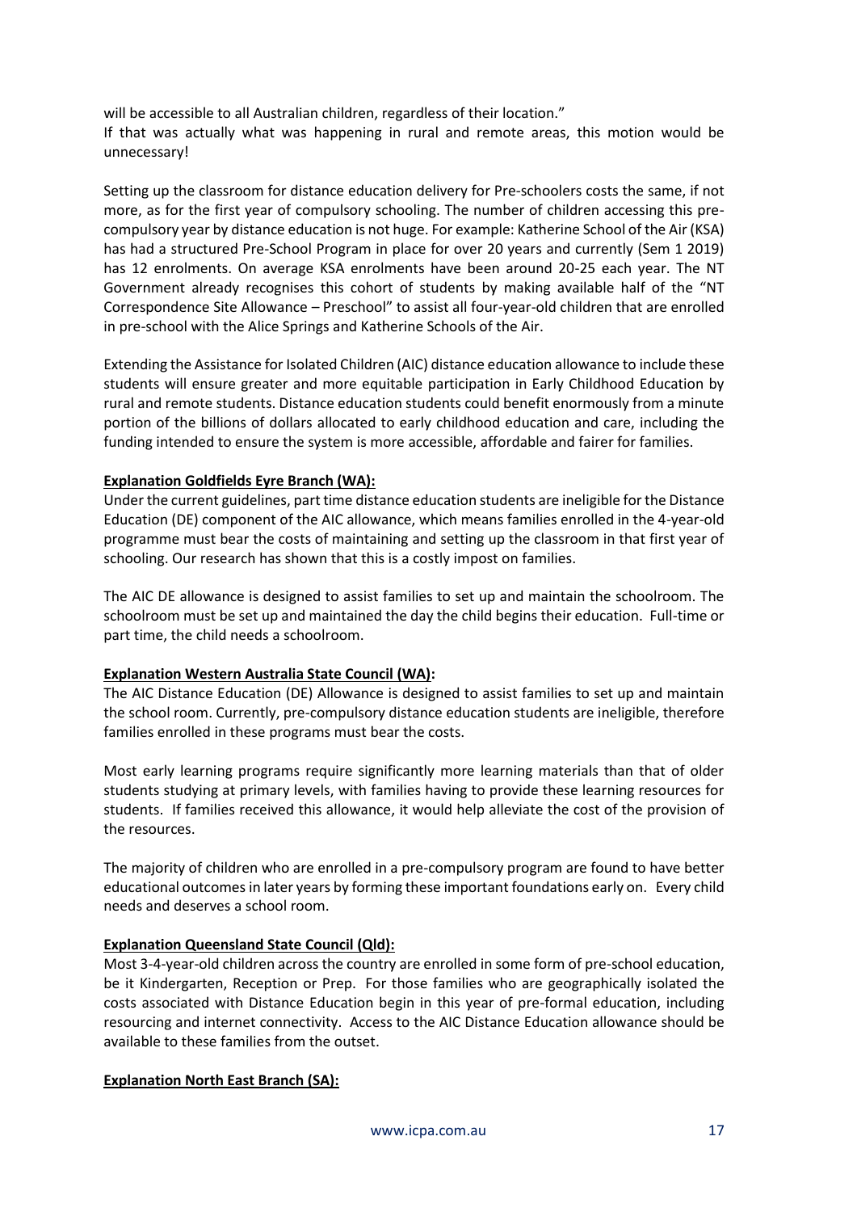will be accessible to all Australian children, regardless of their location."
If that was actually what was happening in rural and remote areas, this motion would be unnecessary!

Setting up the classroom for distance education delivery for Pre-schoolers costs the same, if not more, as for the first year of compulsory schooling. The number of children accessing this pre-compulsory year by distance education is not huge. For example: Katherine School of the Air (KSA) has had a structured Pre-School Program in place for over 20 years and currently (Sem 1 2019) has 12 enrolments. On average KSA enrolments have been around 20-25 each year. The NT Government already recognises this cohort of students by making available half of the "NT Correspondence Site Allowance – Preschool" to assist all four-year-old children that are enrolled in pre-school with the Alice Springs and Katherine Schools of the Air.

Extending the Assistance for Isolated Children (AIC) distance education allowance to include these students will ensure greater and more equitable participation in Early Childhood Education by rural and remote students. Distance education students could benefit enormously from a minute portion of the billions of dollars allocated to early childhood education and care, including the funding intended to ensure the system is more accessible, affordable and fairer for families.

**Explanation Goldfields Eyre Branch (WA):**

Under the current guidelines, part time distance education students are ineligible for the Distance Education (DE) component of the AIC allowance, which means families enrolled in the 4-year-old programme must bear the costs of maintaining and setting up the classroom in that first year of schooling. Our research has shown that this is a costly impost on families.

The AIC DE allowance is designed to assist families to set up and maintain the schoolroom. The schoolroom must be set up and maintained the day the child begins their education. Full-time or part time, the child needs a schoolroom.

**Explanation Western Australia State Council (WA):**

The AIC Distance Education (DE) Allowance is designed to assist families to set up and maintain the school room. Currently, pre-compulsory distance education students are ineligible, therefore families enrolled in these programs must bear the costs.

Most early learning programs require significantly more learning materials than that of older students studying at primary levels, with families having to provide these learning resources for students. If families received this allowance, it would help alleviate the cost of the provision of the resources.

The majority of children who are enrolled in a pre-compulsory program are found to have better educational outcomes in later years by forming these important foundations early on. Every child needs and deserves a school room.

**Explanation Queensland State Council (Qld):**

Most 3-4-year-old children across the country are enrolled in some form of pre-school education, be it Kindergarten, Reception or Prep. For those families who are geographically isolated the costs associated with Distance Education begin in this year of pre-formal education, including resourcing and internet connectivity. Access to the AIC Distance Education allowance should be available to these families from the outset.

**Explanation North East Branch (SA):**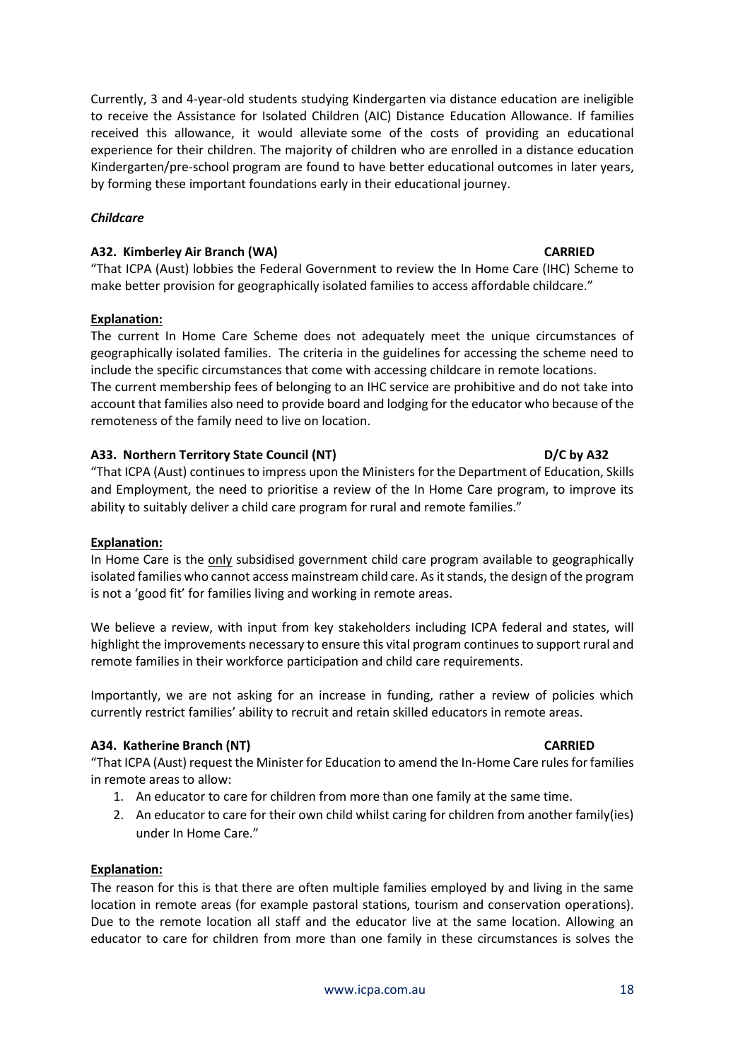Currently, 3 and 4-year-old students studying Kindergarten via distance education are ineligible to receive the Assistance for Isolated Children (AIC) Distance Education Allowance. If families received this allowance, it would alleviate some of the costs of providing an educational experience for their children. The majority of children who are enrolled in a distance education Kindergarten/pre-school program are found to have better educational outcomes in later years, by forming these important foundations early in their educational journey.

***Childcare***

**A32. Kimberley Air Branch (WA) CARRIED**

"That ICPA (Aust) lobbies the Federal Government to review the In Home Care (IHC) Scheme to make better provision for geographically isolated families to access affordable childcare."

**Explanation:**

The current In Home Care Scheme does not adequately meet the unique circumstances of geographically isolated families. The criteria in the guidelines for accessing the scheme need to include the specific circumstances that come with accessing childcare in remote locations.
The current membership fees of belonging to an IHC service are prohibitive and do not take into account that families also need to provide board and lodging for the educator who because of the remoteness of the family need to live on location.

**A33. Northern Territory State Council (NT) D/C by A32**

"That ICPA (Aust) continues to impress upon the Ministers for the Department of Education, Skills and Employment, the need to prioritise a review of the In Home Care program, to improve its ability to suitably deliver a child care program for rural and remote families."

**Explanation:**

In Home Care is the only subsidised government child care program available to geographically isolated families who cannot access mainstream child care. As it stands, the design of the program is not a 'good fit' for families living and working in remote areas.

We believe a review, with input from key stakeholders including ICPA federal and states, will highlight the improvements necessary to ensure this vital program continues to support rural and remote families in their workforce participation and child care requirements.

Importantly, we are not asking for an increase in funding, rather a review of policies which currently restrict families' ability to recruit and retain skilled educators in remote areas.

**A34. Katherine Branch (NT) CARRIED**

"That ICPA (Aust) request the Minister for Education to amend the In-Home Care rules for families in remote areas to allow:

1. An educator to care for children from more than one family at the same time.
2. An educator to care for their own child whilst caring for children from another family(ies) under In Home Care."

**Explanation:**

The reason for this is that there are often multiple families employed by and living in the same location in remote areas (for example pastoral stations, tourism and conservation operations). Due to the remote location all staff and the educator live at the same location. Allowing an educator to care for children from more than one family in these circumstances is solves the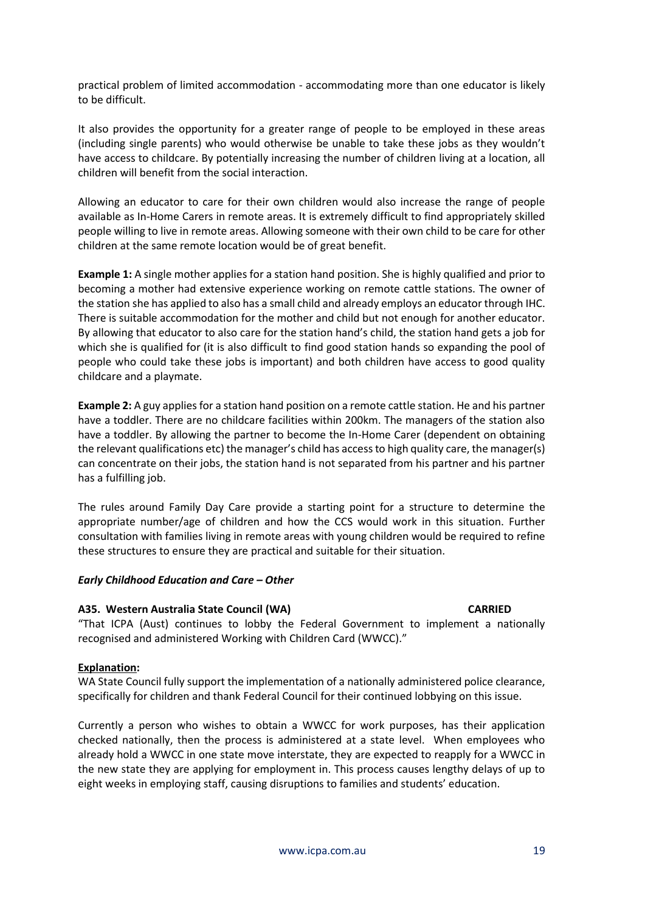practical problem of limited accommodation - accommodating more than one educator is likely to be difficult.

It also provides the opportunity for a greater range of people to be employed in these areas (including single parents) who would otherwise be unable to take these jobs as they wouldn't have access to childcare. By potentially increasing the number of children living at a location, all children will benefit from the social interaction.

Allowing an educator to care for their own children would also increase the range of people available as In-Home Carers in remote areas. It is extremely difficult to find appropriately skilled people willing to live in remote areas. Allowing someone with their own child to be care for other children at the same remote location would be of great benefit.

**Example 1:** A single mother applies for a station hand position. She is highly qualified and prior to becoming a mother had extensive experience working on remote cattle stations. The owner of the station she has applied to also has a small child and already employs an educator through IHC. There is suitable accommodation for the mother and child but not enough for another educator. By allowing that educator to also care for the station hand's child, the station hand gets a job for which she is qualified for (it is also difficult to find good station hands so expanding the pool of people who could take these jobs is important) and both children have access to good quality childcare and a playmate.

**Example 2:** A guy applies for a station hand position on a remote cattle station. He and his partner have a toddler. There are no childcare facilities within 200km. The managers of the station also have a toddler. By allowing the partner to become the In-Home Carer (dependent on obtaining the relevant qualifications etc) the manager's child has access to high quality care, the manager(s) can concentrate on their jobs, the station hand is not separated from his partner and his partner has a fulfilling job.

The rules around Family Day Care provide a starting point for a structure to determine the appropriate number/age of children and how the CCS would work in this situation. Further consultation with families living in remote areas with young children would be required to refine these structures to ensure they are practical and suitable for their situation.

***Early Childhood Education and Care – Other***

**A35. Western Australia State Council (WA) CARRIED**

"That ICPA (Aust) continues to lobby the Federal Government to implement a nationally recognised and administered Working with Children Card (WWCC)."

**Explanation:**

WA State Council fully support the implementation of a nationally administered police clearance, specifically for children and thank Federal Council for their continued lobbying on this issue.

Currently a person who wishes to obtain a WWCC for work purposes, has their application checked nationally, then the process is administered at a state level. When employees who already hold a WWCC in one state move interstate, they are expected to reapply for a WWCC in the new state they are applying for employment in. This process causes lengthy delays of up to eight weeks in employing staff, causing disruptions to families and students' education.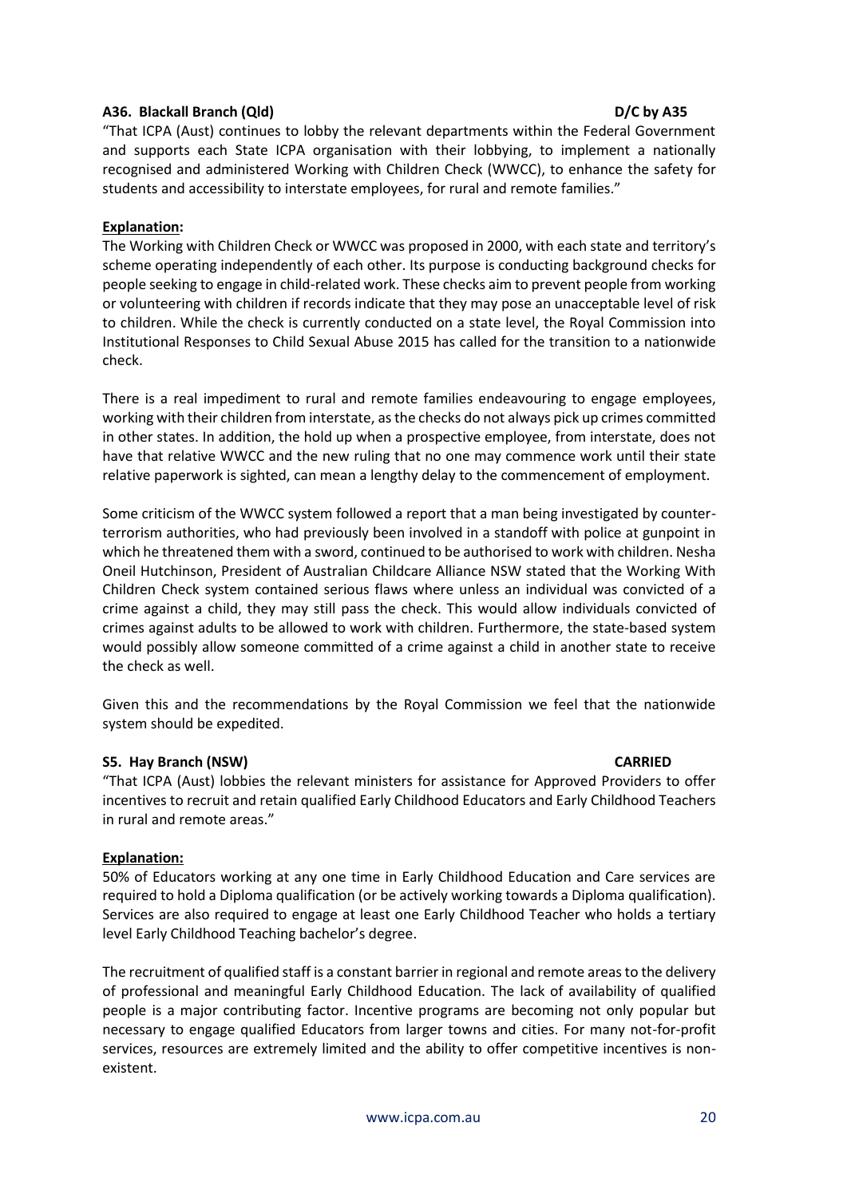**A36. Blackall Branch (Qld) D/C by A35**

"That ICPA (Aust) continues to lobby the relevant departments within the Federal Government and supports each State ICPA organisation with their lobbying, to implement a nationally recognised and administered Working with Children Check (WWCC), to enhance the safety for students and accessibility to interstate employees, for rural and remote families."

**Explanation:**

The Working with Children Check or WWCC was proposed in 2000, with each state and territory's scheme operating independently of each other. Its purpose is conducting background checks for people seeking to engage in child-related work. These checks aim to prevent people from working or volunteering with children if records indicate that they may pose an unacceptable level of risk to children. While the check is currently conducted on a state level, the Royal Commission into Institutional Responses to Child Sexual Abuse 2015 has called for the transition to a nationwide check.

There is a real impediment to rural and remote families endeavouring to engage employees, working with their children from interstate, as the checks do not always pick up crimes committed in other states. In addition, the hold up when a prospective employee, from interstate, does not have that relative WWCC and the new ruling that no one may commence work until their state relative paperwork is sighted, can mean a lengthy delay to the commencement of employment.

Some criticism of the WWCC system followed a report that a man being investigated by counter-terrorism authorities, who had previously been involved in a standoff with police at gunpoint in which he threatened them with a sword, continued to be authorised to work with children. Nesha Oneil Hutchinson, President of Australian Childcare Alliance NSW stated that the Working With Children Check system contained serious flaws where unless an individual was convicted of a crime against a child, they may still pass the check. This would allow individuals convicted of crimes against adults to be allowed to work with children. Furthermore, the state-based system would possibly allow someone committed of a crime against a child in another state to receive the check as well.

Given this and the recommendations by the Royal Commission we feel that the nationwide system should be expedited.

**S5. Hay Branch (NSW) CARRIED**

"That ICPA (Aust) lobbies the relevant ministers for assistance for Approved Providers to offer incentives to recruit and retain qualified Early Childhood Educators and Early Childhood Teachers in rural and remote areas."

**Explanation:**

50% of Educators working at any one time in Early Childhood Education and Care services are required to hold a Diploma qualification (or be actively working towards a Diploma qualification). Services are also required to engage at least one Early Childhood Teacher who holds a tertiary level Early Childhood Teaching bachelor's degree.

The recruitment of qualified staff is a constant barrier in regional and remote areas to the delivery of professional and meaningful Early Childhood Education. The lack of availability of qualified people is a major contributing factor. Incentive programs are becoming not only popular but necessary to engage qualified Educators from larger towns and cities. For many not-for-profit services, resources are extremely limited and the ability to offer competitive incentives is non-existent.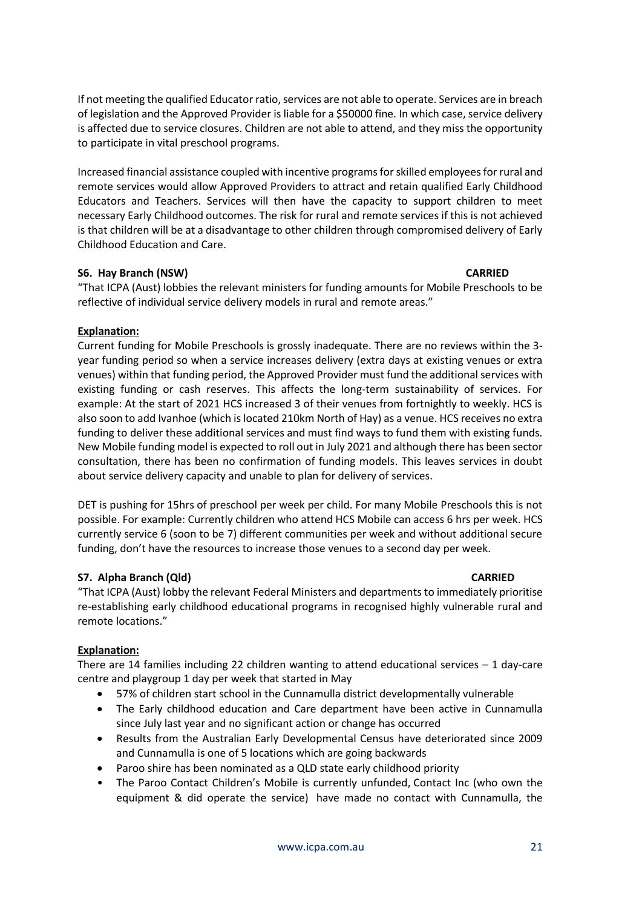If not meeting the qualified Educator ratio, services are not able to operate. Services are in breach of legislation and the Approved Provider is liable for a $50000 fine. In which case, service delivery is affected due to service closures. Children are not able to attend, and they miss the opportunity to participate in vital preschool programs.

Increased financial assistance coupled with incentive programs for skilled employees for rural and remote services would allow Approved Providers to attract and retain qualified Early Childhood Educators and Teachers. Services will then have the capacity to support children to meet necessary Early Childhood outcomes. The risk for rural and remote services if this is not achieved is that children will be at a disadvantage to other children through compromised delivery of Early Childhood Education and Care.

**S6. Hay Branch (NSW) CARRIED**

"That ICPA (Aust) lobbies the relevant ministers for funding amounts for Mobile Preschools to be reflective of individual service delivery models in rural and remote areas."

**Explanation:**

Current funding for Mobile Preschools is grossly inadequate. There are no reviews within the 3-year funding period so when a service increases delivery (extra days at existing venues or extra venues) within that funding period, the Approved Provider must fund the additional services with existing funding or cash reserves. This affects the long-term sustainability of services. For example: At the start of 2021 HCS increased 3 of their venues from fortnightly to weekly. HCS is also soon to add Ivanhoe (which is located 210km North of Hay) as a venue. HCS receives no extra funding to deliver these additional services and must find ways to fund them with existing funds. New Mobile funding model is expected to roll out in July 2021 and although there has been sector consultation, there has been no confirmation of funding models. This leaves services in doubt about service delivery capacity and unable to plan for delivery of services.

DET is pushing for 15hrs of preschool per week per child. For many Mobile Preschools this is not possible. For example: Currently children who attend HCS Mobile can access 6 hrs per week. HCS currently service 6 (soon to be 7) different communities per week and without additional secure funding, don't have the resources to increase those venues to a second day per week.

**S7. Alpha Branch (Qld) CARRIED**

"That ICPA (Aust) lobby the relevant Federal Ministers and departments to immediately prioritise re-establishing early childhood educational programs in recognised highly vulnerable rural and remote locations."

**Explanation:**

There are 14 families including 22 children wanting to attend educational services – 1 day-care centre and playgroup 1 day per week that started in May

- 57% of children start school in the Cunnamulla district developmentally vulnerable
- The Early childhood education and Care department have been active in Cunnamulla since July last year and no significant action or change has occurred
- Results from the Australian Early Developmental Census have deteriorated since 2009 and Cunnamulla is one of 5 locations which are going backwards
- Paroo shire has been nominated as a QLD state early childhood priority
- The Paroo Contact Children's Mobile is currently unfunded, Contact Inc (who own the equipment & did operate the service) have made no contact with Cunnamulla, the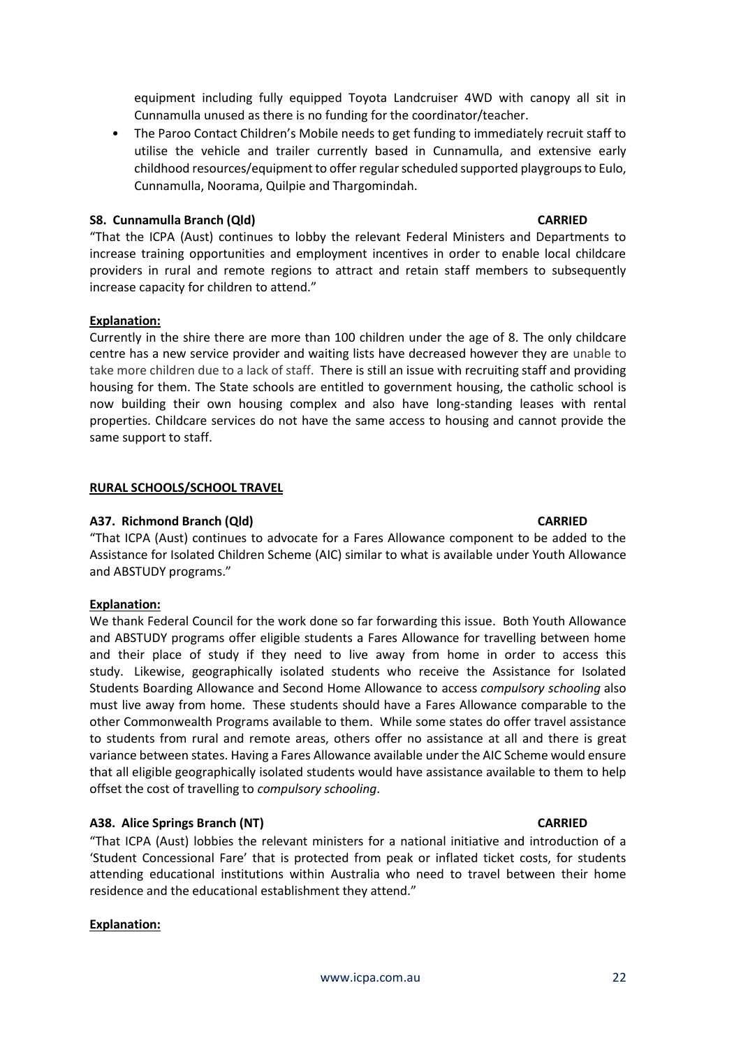equipment including fully equipped Toyota Landcruiser 4WD with canopy all sit in Cunnamulla unused as there is no funding for the coordinator/teacher.

- The Paroo Contact Children's Mobile needs to get funding to immediately recruit staff to utilise the vehicle and trailer currently based in Cunnamulla, and extensive early childhood resources/equipment to offer regular scheduled supported playgroups to Eulo, Cunnamulla, Noorama, Quilpie and Thargomindah.

**S8. Cunnamulla Branch (Qld) CARRIED**

"That the ICPA (Aust) continues to lobby the relevant Federal Ministers and Departments to increase training opportunities and employment incentives in order to enable local childcare providers in rural and remote regions to attract and retain staff members to subsequently increase capacity for children to attend."

**<u>Explanation:</u>**

Currently in the shire there are more than 100 children under the age of 8. The only childcare centre has a new service provider and waiting lists have decreased however they are unable to take more children due to a lack of staff. There is still an issue with recruiting staff and providing housing for them. The State schools are entitled to government housing, the catholic school is now building their own housing complex and also have long-standing leases with rental properties. Childcare services do not have the same access to housing and cannot provide the same support to staff.

**<u>RURAL SCHOOLS/SCHOOL TRAVEL</u>**

**A37. Richmond Branch (Qld) CARRIED**

"That ICPA (Aust) continues to advocate for a Fares Allowance component to be added to the Assistance for Isolated Children Scheme (AIC) similar to what is available under Youth Allowance and ABSTUDY programs."

**<u>Explanation:</u>**

We thank Federal Council for the work done so far forwarding this issue. Both Youth Allowance and ABSTUDY programs offer eligible students a Fares Allowance for travelling between home and their place of study if they need to live away from home in order to access this study. Likewise, geographically isolated students who receive the Assistance for Isolated Students Boarding Allowance and Second Home Allowance to access *compulsory schooling* also must live away from home. These students should have a Fares Allowance comparable to the other Commonwealth Programs available to them. While some states do offer travel assistance to students from rural and remote areas, others offer no assistance at all and there is great variance between states. Having a Fares Allowance available under the AIC Scheme would ensure that all eligible geographically isolated students would have assistance available to them to help offset the cost of travelling to *compulsory schooling*.

**A38. Alice Springs Branch (NT) CARRIED**

"That ICPA (Aust) lobbies the relevant ministers for a national initiative and introduction of a 'Student Concessional Fare' that is protected from peak or inflated ticket costs, for students attending educational institutions within Australia who need to travel between their home residence and the educational establishment they attend."

**<u>Explanation:</u>**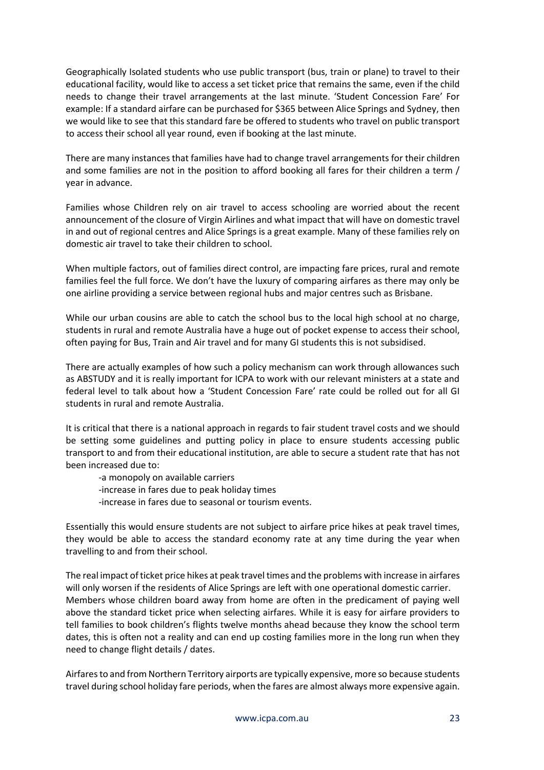Geographically Isolated students who use public transport (bus, train or plane) to travel to their educational facility, would like to access a set ticket price that remains the same, even if the child needs to change their travel arrangements at the last minute. 'Student Concession Fare' For example: If a standard airfare can be purchased for $365 between Alice Springs and Sydney, then we would like to see that this standard fare be offered to students who travel on public transport to access their school all year round, even if booking at the last minute.

There are many instances that families have had to change travel arrangements for their children and some families are not in the position to afford booking all fares for their children a term / year in advance.

Families whose Children rely on air travel to access schooling are worried about the recent announcement of the closure of Virgin Airlines and what impact that will have on domestic travel in and out of regional centres and Alice Springs is a great example. Many of these families rely on domestic air travel to take their children to school.

When multiple factors, out of families direct control, are impacting fare prices, rural and remote families feel the full force. We don't have the luxury of comparing airfares as there may only be one airline providing a service between regional hubs and major centres such as Brisbane.

While our urban cousins are able to catch the school bus to the local high school at no charge, students in rural and remote Australia have a huge out of pocket expense to access their school, often paying for Bus, Train and Air travel and for many GI students this is not subsidised.

There are actually examples of how such a policy mechanism can work through allowances such as ABSTUDY and it is really important for ICPA to work with our relevant ministers at a state and federal level to talk about how a 'Student Concession Fare' rate could be rolled out for all GI students in rural and remote Australia.

It is critical that there is a national approach in regards to fair student travel costs and we should be setting some guidelines and putting policy in place to ensure students accessing public transport to and from their educational institution, are able to secure a student rate that has not been increased due to:

- a monopoly on available carriers
- increase in fares due to peak holiday times
- increase in fares due to seasonal or tourism events.

Essentially this would ensure students are not subject to airfare price hikes at peak travel times, they would be able to access the standard economy rate at any time during the year when travelling to and from their school.

The real impact of ticket price hikes at peak travel times and the problems with increase in airfares will only worsen if the residents of Alice Springs are left with one operational domestic carrier.
Members whose children board away from home are often in the predicament of paying well above the standard ticket price when selecting airfares. While it is easy for airfare providers to tell families to book children's flights twelve months ahead because they know the school term dates, this is often not a reality and can end up costing families more in the long run when they need to change flight details / dates.

Airfares to and from Northern Territory airports are typically expensive, more so because students travel during school holiday fare periods, when the fares are almost always more expensive again.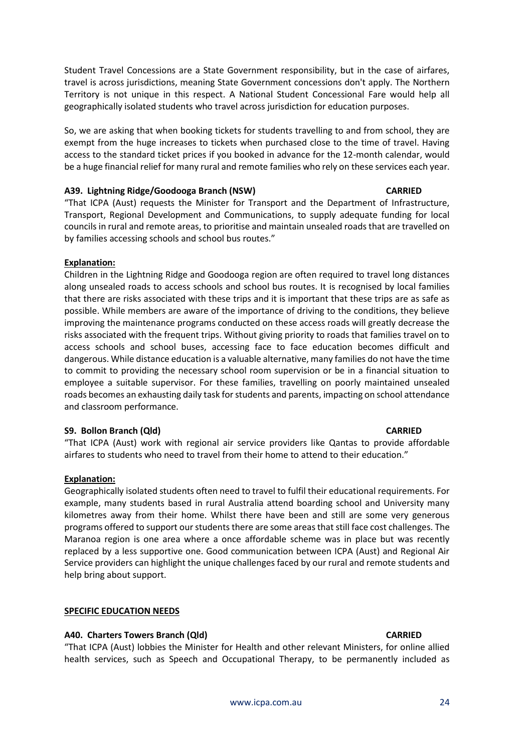Student Travel Concessions are a State Government responsibility, but in the case of airfares, travel is across jurisdictions, meaning State Government concessions don't apply. The Northern Territory is not unique in this respect. A National Student Concessional Fare would help all geographically isolated students who travel across jurisdiction for education purposes.

So, we are asking that when booking tickets for students travelling to and from school, they are exempt from the huge increases to tickets when purchased close to the time of travel. Having access to the standard ticket prices if you booked in advance for the 12-month calendar, would be a huge financial relief for many rural and remote families who rely on these services each year.

**A39. Lightning Ridge/Goodooga Branch (NSW) CARRIED**

"That ICPA (Aust) requests the Minister for Transport and the Department of Infrastructure, Transport, Regional Development and Communications, to supply adequate funding for local councils in rural and remote areas, to prioritise and maintain unsealed roads that are travelled on by families accessing schools and school bus routes."

**Explanation:**

Children in the Lightning Ridge and Goodooga region are often required to travel long distances along unsealed roads to access schools and school bus routes. It is recognised by local families that there are risks associated with these trips and it is important that these trips are as safe as possible. While members are aware of the importance of driving to the conditions, they believe improving the maintenance programs conducted on these access roads will greatly decrease the risks associated with the frequent trips. Without giving priority to roads that families travel on to access schools and school buses, accessing face to face education becomes difficult and dangerous. While distance education is a valuable alternative, many families do not have the time to commit to providing the necessary school room supervision or be in a financial situation to employee a suitable supervisor. For these families, travelling on poorly maintained unsealed roads becomes an exhausting daily task for students and parents, impacting on school attendance and classroom performance.

**S9. Bollon Branch (Qld) CARRIED**

"That ICPA (Aust) work with regional air service providers like Qantas to provide affordable airfares to students who need to travel from their home to attend to their education."

**Explanation:**

Geographically isolated students often need to travel to fulfil their educational requirements. For example, many students based in rural Australia attend boarding school and University many kilometres away from their home. Whilst there have been and still are some very generous programs offered to support our students there are some areas that still face cost challenges. The Maranoa region is one area where a once affordable scheme was in place but was recently replaced by a less supportive one. Good communication between ICPA (Aust) and Regional Air Service providers can highlight the unique challenges faced by our rural and remote students and help bring about support.

**SPECIFIC EDUCATION NEEDS**

**A40. Charters Towers Branch (Qld) CARRIED**

"That ICPA (Aust) lobbies the Minister for Health and other relevant Ministers, for online allied health services, such as Speech and Occupational Therapy, to be permanently included as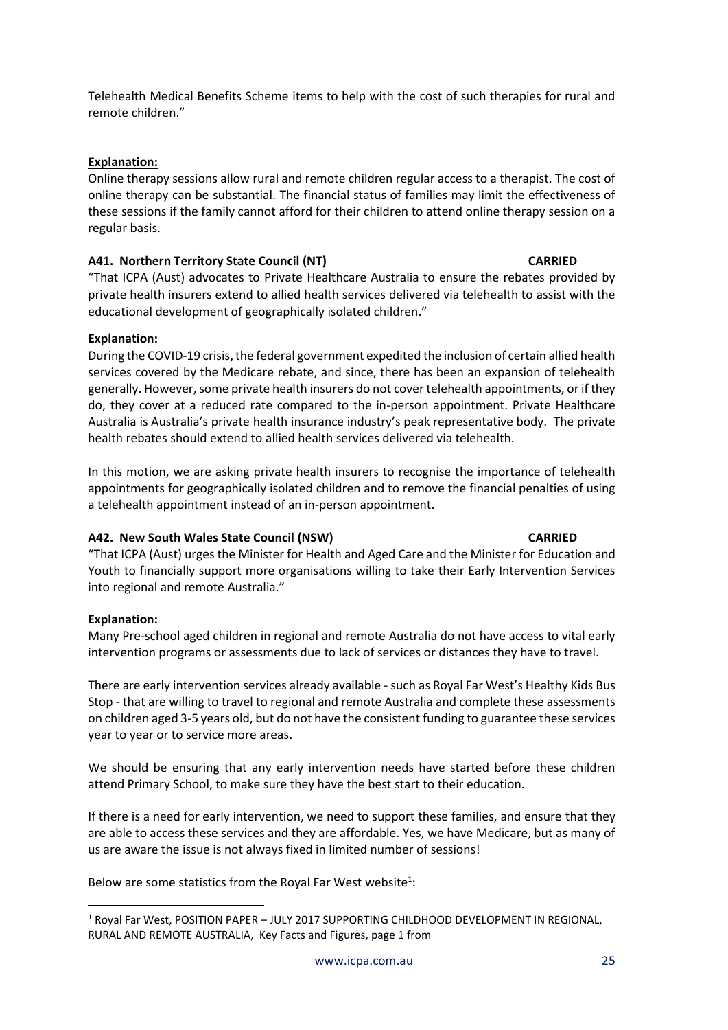Telehealth Medical Benefits Scheme items to help with the cost of such therapies for rural and remote children."

**Explanation:**

Online therapy sessions allow rural and remote children regular access to a therapist. The cost of online therapy can be substantial. The financial status of families may limit the effectiveness of these sessions if the family cannot afford for their children to attend online therapy session on a regular basis.

**A41. Northern Territory State Council (NT) CARRIED**

"That ICPA (Aust) advocates to Private Healthcare Australia to ensure the rebates provided by private health insurers extend to allied health services delivered via telehealth to assist with the educational development of geographically isolated children."

**Explanation:**

During the COVID-19 crisis, the federal government expedited the inclusion of certain allied health services covered by the Medicare rebate, and since, there has been an expansion of telehealth generally. However, some private health insurers do not cover telehealth appointments, or if they do, they cover at a reduced rate compared to the in-person appointment. Private Healthcare Australia is Australia's private health insurance industry's peak representative body. The private health rebates should extend to allied health services delivered via telehealth.

In this motion, we are asking private health insurers to recognise the importance of telehealth appointments for geographically isolated children and to remove the financial penalties of using a telehealth appointment instead of an in-person appointment.

**A42. New South Wales State Council (NSW) CARRIED**

"That ICPA (Aust) urges the Minister for Health and Aged Care and the Minister for Education and Youth to financially support more organisations willing to take their Early Intervention Services into regional and remote Australia."

**Explanation:**

Many Pre-school aged children in regional and remote Australia do not have access to vital early intervention programs or assessments due to lack of services or distances they have to travel.

There are early intervention services already available - such as Royal Far West's Healthy Kids Bus Stop - that are willing to travel to regional and remote Australia and complete these assessments on children aged 3-5 years old, but do not have the consistent funding to guarantee these services year to year or to service more areas.

We should be ensuring that any early intervention needs have started before these children attend Primary School, to make sure they have the best start to their education.

If there is a need for early intervention, we need to support these families, and ensure that they are able to access these services and they are affordable. Yes, we have Medicare, but as many of us are aware the issue is not always fixed in limited number of sessions!

Below are some statistics from the Royal Far West website[1]:

[1] Royal Far West, POSITION PAPER – JULY 2017 SUPPORTING CHILDHOOD DEVELOPMENT IN REGIONAL, RURAL AND REMOTE AUSTRALIA, Key Facts and Figures, page 1 from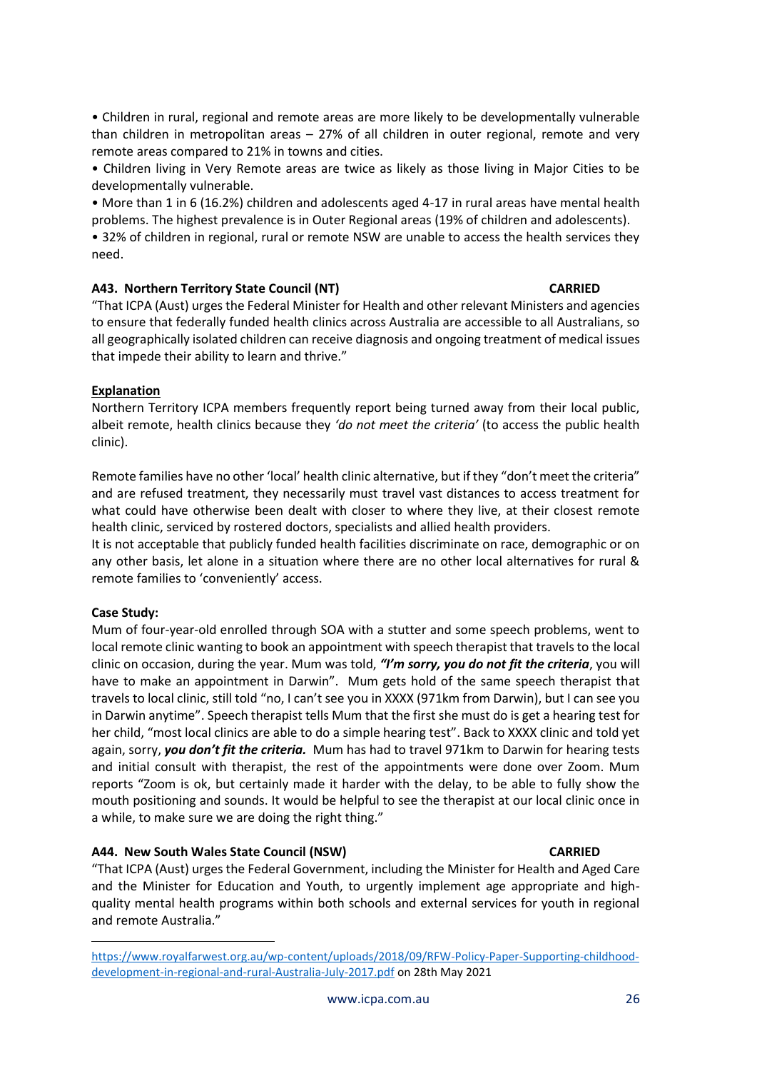• Children in rural, regional and remote areas are more likely to be developmentally vulnerable than children in metropolitan areas – 27% of all children in outer regional, remote and very remote areas compared to 21% in towns and cities.

• Children living in Very Remote areas are twice as likely as those living in Major Cities to be developmentally vulnerable.

• More than 1 in 6 (16.2%) children and adolescents aged 4-17 in rural areas have mental health problems. The highest prevalence is in Outer Regional areas (19% of children and adolescents).

• 32% of children in regional, rural or remote NSW are unable to access the health services they need.

**A43. Northern Territory State Council (NT)** **CARRIED**

"That ICPA (Aust) urges the Federal Minister for Health and other relevant Ministers and agencies to ensure that federally funded health clinics across Australia are accessible to all Australians, so all geographically isolated children can receive diagnosis and ongoing treatment of medical issues that impede their ability to learn and thrive."

**Explanation**

Northern Territory ICPA members frequently report being turned away from their local public, albeit remote, health clinics because they *'do not meet the criteria'* (to access the public health clinic).

Remote families have no other 'local' health clinic alternative, but if they "don't meet the criteria" and are refused treatment, they necessarily must travel vast distances to access treatment for what could have otherwise been dealt with closer to where they live, at their closest remote health clinic, serviced by rostered doctors, specialists and allied health providers.

It is not acceptable that publicly funded health facilities discriminate on race, demographic or on any other basis, let alone in a situation where there are no other local alternatives for rural & remote families to 'conveniently' access.

**Case Study:**

Mum of four-year-old enrolled through SOA with a stutter and some speech problems, went to local remote clinic wanting to book an appointment with speech therapist that travels to the local clinic on occasion, during the year. Mum was told, ***"I'm sorry, you do not fit the criteria***, you will have to make an appointment in Darwin". Mum gets hold of the same speech therapist that travels to local clinic, still told "no, I can't see you in XXXX (971km from Darwin), but I can see you in Darwin anytime". Speech therapist tells Mum that the first she must do is get a hearing test for her child, "most local clinics are able to do a simple hearing test". Back to XXXX clinic and told yet again, sorry, ***you don't fit the criteria.*** Mum has had to travel 971km to Darwin for hearing tests and initial consult with therapist, the rest of the appointments were done over Zoom. Mum reports "Zoom is ok, but certainly made it harder with the delay, to be able to fully show the mouth positioning and sounds. It would be helpful to see the therapist at our local clinic once in a while, to make sure we are doing the right thing."

**A44. New South Wales State Council (NSW)** **CARRIED**

"That ICPA (Aust) urges the Federal Government, including the Minister for Health and Aged Care and the Minister for Education and Youth, to urgently implement age appropriate and high-quality mental health programs within both schools and external services for youth in regional and remote Australia."

---

https://www.royalfarwest.org.au/wp-content/uploads/2018/09/RFW-Policy-Paper-Supporting-childhood-development-in-regional-and-rural-Australia-July-2017.pdf on 28th May 2021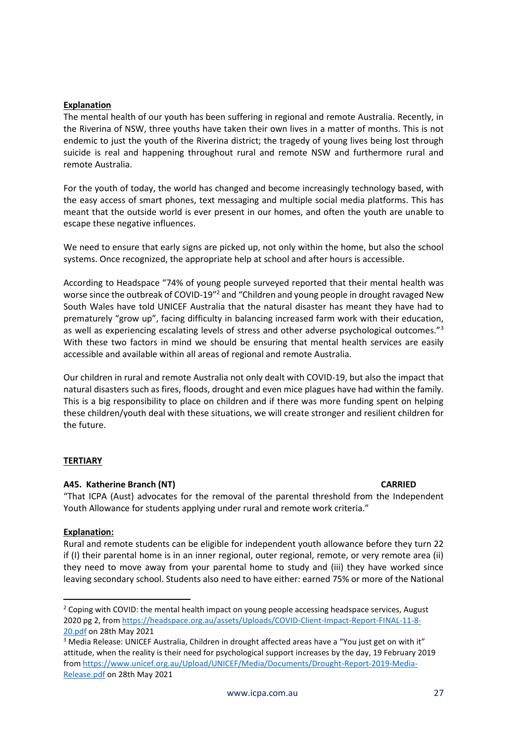**Explanation**

The mental health of our youth has been suffering in regional and remote Australia. Recently, in the Riverina of NSW, three youths have taken their own lives in a matter of months. This is not endemic to just the youth of the Riverina district; the tragedy of young lives being lost through suicide is real and happening throughout rural and remote NSW and furthermore rural and remote Australia.

For the youth of today, the world has changed and become increasingly technology based, with the easy access of smart phones, text messaging and multiple social media platforms. This has meant that the outside world is ever present in our homes, and often the youth are unable to escape these negative influences.

We need to ensure that early signs are picked up, not only within the home, but also the school systems. Once recognized, the appropriate help at school and after hours is accessible.

According to Headspace "74% of young people surveyed reported that their mental health was worse since the outbreak of COVID-19"[2] and "Children and young people in drought ravaged New South Wales have told UNICEF Australia that the natural disaster has meant they have had to prematurely "grow up", facing difficulty in balancing increased farm work with their education, as well as experiencing escalating levels of stress and other adverse psychological outcomes."[3] With these two factors in mind we should be ensuring that mental health services are easily accessible and available within all areas of regional and remote Australia.

Our children in rural and remote Australia not only dealt with COVID-19, but also the impact that natural disasters such as fires, floods, drought and even mice plagues have had within the family. This is a big responsibility to place on children and if there was more funding spent on helping these children/youth deal with these situations, we will create stronger and resilient children for the future.

**TERTIARY**

**A45. Katherine Branch (NT)** **CARRIED**

"That ICPA (Aust) advocates for the removal of the parental threshold from the Independent Youth Allowance for students applying under rural and remote work criteria."

**Explanation:**

Rural and remote students can be eligible for independent youth allowance before they turn 22 if (I) their parental home is in an inner regional, outer regional, remote, or very remote area (ii) they need to move away from your parental home to study and (iii) they have worked since leaving secondary school. Students also need to have either: earned 75% or more of the National

---

[2] Coping with COVID: the mental health impact on young people accessing headspace services, August 2020 pg 2, from https://headspace.org.au/assets/Uploads/COVID-Client-Impact-Report-FINAL-11-8-20.pdf on 28th May 2021

[3] Media Release: UNICEF Australia, Children in drought affected areas have a "You just get on with it" attitude, when the reality is their need for psychological support increases by the day, 19 February 2019 from https://www.unicef.org.au/Upload/UNICEF/Media/Documents/Drought-Report-2019-Media-Release.pdf on 28th May 2021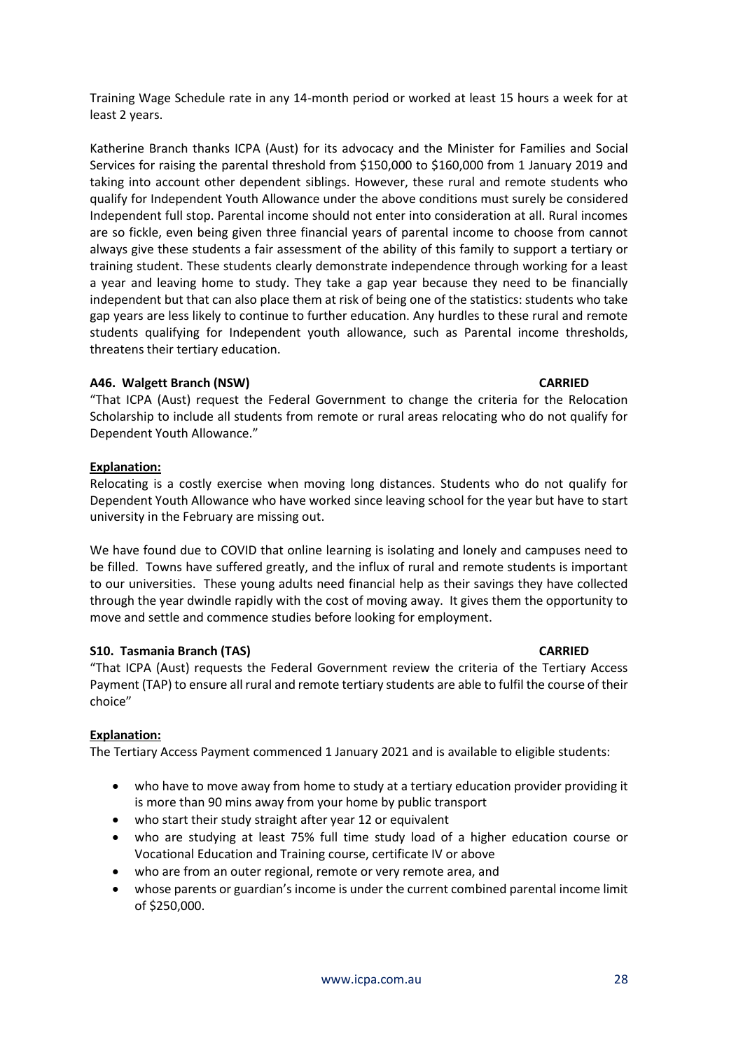Training Wage Schedule rate in any 14-month period or worked at least 15 hours a week for at least 2 years.

Katherine Branch thanks ICPA (Aust) for its advocacy and the Minister for Families and Social Services for raising the parental threshold from $150,000 to $160,000 from 1 January 2019 and taking into account other dependent siblings. However, these rural and remote students who qualify for Independent Youth Allowance under the above conditions must surely be considered Independent full stop. Parental income should not enter into consideration at all. Rural incomes are so fickle, even being given three financial years of parental income to choose from cannot always give these students a fair assessment of the ability of this family to support a tertiary or training student. These students clearly demonstrate independence through working for a least a year and leaving home to study. They take a gap year because they need to be financially independent but that can also place them at risk of being one of the statistics: students who take gap years are less likely to continue to further education. Any hurdles to these rural and remote students qualifying for Independent youth allowance, such as Parental income thresholds, threatens their tertiary education.

**A46. Walgett Branch (NSW) CARRIED**

"That ICPA (Aust) request the Federal Government to change the criteria for the Relocation Scholarship to include all students from remote or rural areas relocating who do not qualify for Dependent Youth Allowance."

**Explanation:**

Relocating is a costly exercise when moving long distances. Students who do not qualify for Dependent Youth Allowance who have worked since leaving school for the year but have to start university in the February are missing out.

We have found due to COVID that online learning is isolating and lonely and campuses need to be filled. Towns have suffered greatly, and the influx of rural and remote students is important to our universities. These young adults need financial help as their savings they have collected through the year dwindle rapidly with the cost of moving away. It gives them the opportunity to move and settle and commence studies before looking for employment.

**S10. Tasmania Branch (TAS) CARRIED**

"That ICPA (Aust) requests the Federal Government review the criteria of the Tertiary Access Payment (TAP) to ensure all rural and remote tertiary students are able to fulfil the course of their choice"

**Explanation:**

The Tertiary Access Payment commenced 1 January 2021 and is available to eligible students:

- who have to move away from home to study at a tertiary education provider providing it is more than 90 mins away from your home by public transport
- who start their study straight after year 12 or equivalent
- who are studying at least 75% full time study load of a higher education course or Vocational Education and Training course, certificate IV or above
- who are from an outer regional, remote or very remote area, and
- whose parents or guardian's income is under the current combined parental income limit of $250,000.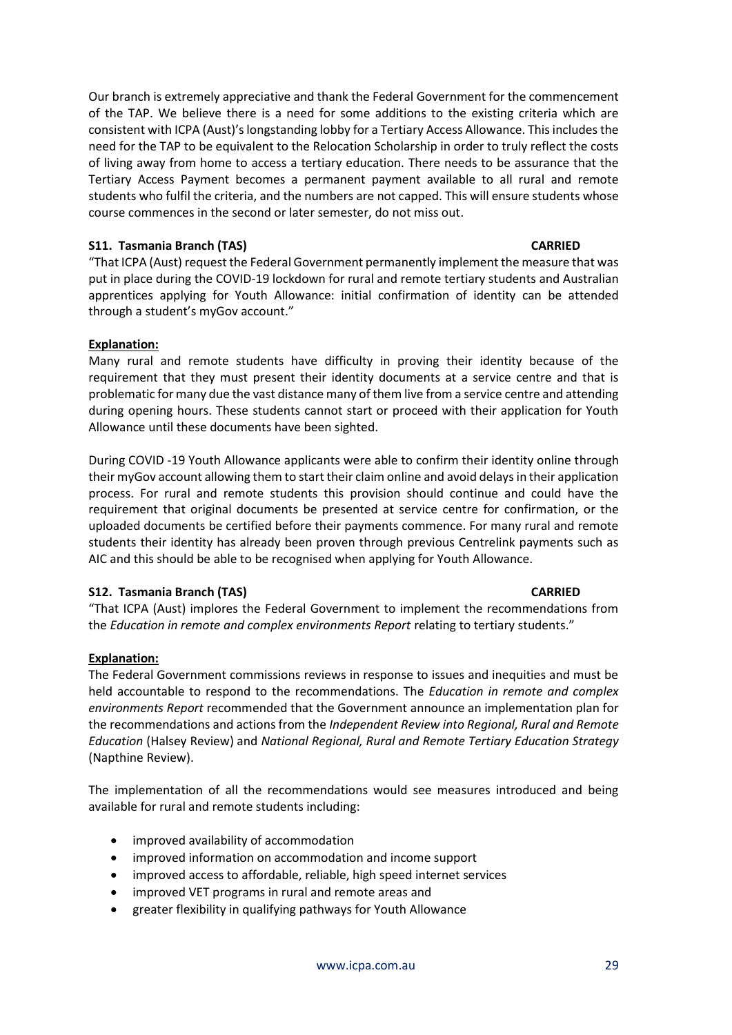Our branch is extremely appreciative and thank the Federal Government for the commencement of the TAP. We believe there is a need for some additions to the existing criteria which are consistent with ICPA (Aust)'s longstanding lobby for a Tertiary Access Allowance. This includes the need for the TAP to be equivalent to the Relocation Scholarship in order to truly reflect the costs of living away from home to access a tertiary education. There needs to be assurance that the Tertiary Access Payment becomes a permanent payment available to all rural and remote students who fulfil the criteria, and the numbers are not capped. This will ensure students whose course commences in the second or later semester, do not miss out.

**S11. Tasmania Branch (TAS) CARRIED**

"That ICPA (Aust) request the Federal Government permanently implement the measure that was put in place during the COVID-19 lockdown for rural and remote tertiary students and Australian apprentices applying for Youth Allowance: initial confirmation of identity can be attended through a student's myGov account."

**Explanation:**

Many rural and remote students have difficulty in proving their identity because of the requirement that they must present their identity documents at a service centre and that is problematic for many due the vast distance many of them live from a service centre and attending during opening hours. These students cannot start or proceed with their application for Youth Allowance until these documents have been sighted.

During COVID -19 Youth Allowance applicants were able to confirm their identity online through their myGov account allowing them to start their claim online and avoid delays in their application process. For rural and remote students this provision should continue and could have the requirement that original documents be presented at service centre for confirmation, or the uploaded documents be certified before their payments commence. For many rural and remote students their identity has already been proven through previous Centrelink payments such as AIC and this should be able to be recognised when applying for Youth Allowance.

**S12. Tasmania Branch (TAS) CARRIED**

"That ICPA (Aust) implores the Federal Government to implement the recommendations from the *Education in remote and complex environments Report* relating to tertiary students."

**Explanation:**

The Federal Government commissions reviews in response to issues and inequities and must be held accountable to respond to the recommendations. The *Education in remote and complex environments Report* recommended that the Government announce an implementation plan for the recommendations and actions from the *Independent Review into Regional, Rural and Remote Education* (Halsey Review) and *National Regional, Rural and Remote Tertiary Education Strategy* (Napthine Review).

The implementation of all the recommendations would see measures introduced and being available for rural and remote students including:

- improved availability of accommodation
- improved information on accommodation and income support
- improved access to affordable, reliable, high speed internet services
- improved VET programs in rural and remote areas and
- greater flexibility in qualifying pathways for Youth Allowance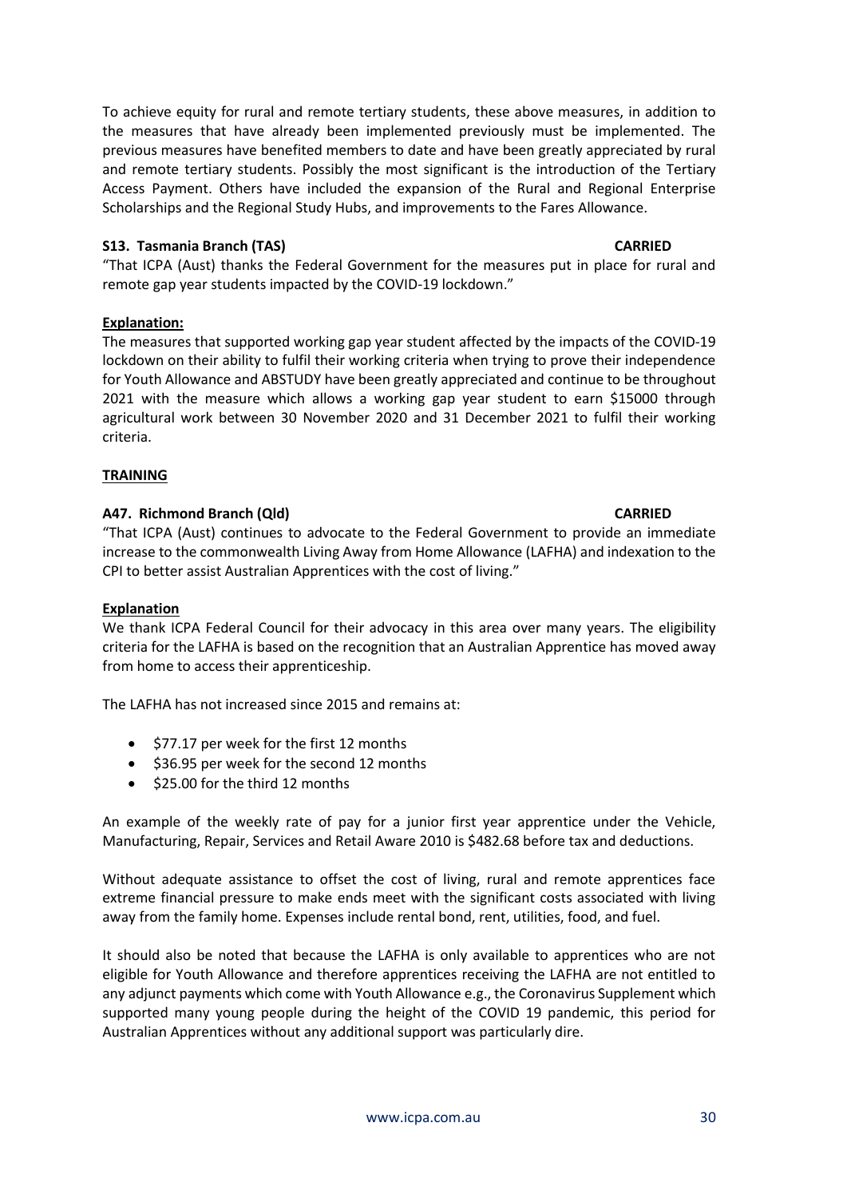To achieve equity for rural and remote tertiary students, these above measures, in addition to the measures that have already been implemented previously must be implemented. The previous measures have benefited members to date and have been greatly appreciated by rural and remote tertiary students. Possibly the most significant is the introduction of the Tertiary Access Payment. Others have included the expansion of the Rural and Regional Enterprise Scholarships and the Regional Study Hubs, and improvements to the Fares Allowance.

**S13. Tasmania Branch (TAS)** **CARRIED**

"That ICPA (Aust) thanks the Federal Government for the measures put in place for rural and remote gap year students impacted by the COVID-19 lockdown."

**Explanation:**

The measures that supported working gap year student affected by the impacts of the COVID-19 lockdown on their ability to fulfil their working criteria when trying to prove their independence for Youth Allowance and ABSTUDY have been greatly appreciated and continue to be throughout 2021 with the measure which allows a working gap year student to earn $15000 through agricultural work between 30 November 2020 and 31 December 2021 to fulfil their working criteria.

**TRAINING**

**A47. Richmond Branch (Qld)** **CARRIED**

"That ICPA (Aust) continues to advocate to the Federal Government to provide an immediate increase to the commonwealth Living Away from Home Allowance (LAFHA) and indexation to the CPI to better assist Australian Apprentices with the cost of living."

**Explanation**

We thank ICPA Federal Council for their advocacy in this area over many years. The eligibility criteria for the LAFHA is based on the recognition that an Australian Apprentice has moved away from home to access their apprenticeship.

The LAFHA has not increased since 2015 and remains at:

- $77.17 per week for the first 12 months
- $36.95 per week for the second 12 months
- $25.00 for the third 12 months

An example of the weekly rate of pay for a junior first year apprentice under the Vehicle, Manufacturing, Repair, Services and Retail Aware 2010 is $482.68 before tax and deductions.

Without adequate assistance to offset the cost of living, rural and remote apprentices face extreme financial pressure to make ends meet with the significant costs associated with living away from the family home. Expenses include rental bond, rent, utilities, food, and fuel.

It should also be noted that because the LAFHA is only available to apprentices who are not eligible for Youth Allowance and therefore apprentices receiving the LAFHA are not entitled to any adjunct payments which come with Youth Allowance e.g., the Coronavirus Supplement which supported many young people during the height of the COVID 19 pandemic, this period for Australian Apprentices without any additional support was particularly dire.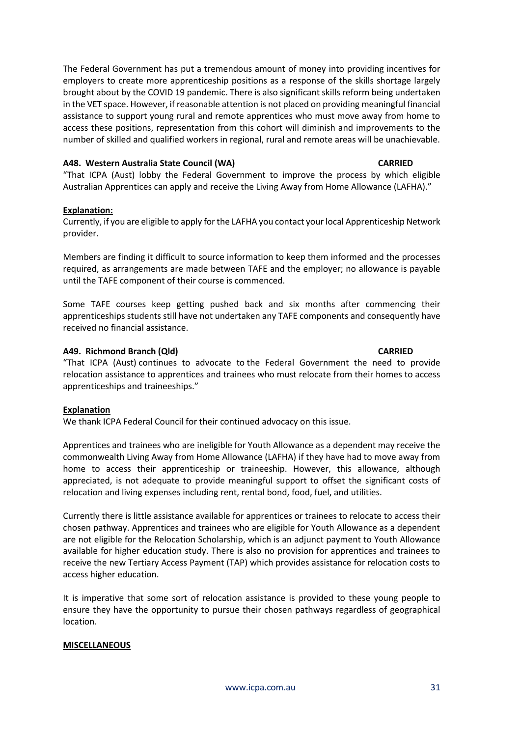The Federal Government has put a tremendous amount of money into providing incentives for employers to create more apprenticeship positions as a response of the skills shortage largely brought about by the COVID 19 pandemic. There is also significant skills reform being undertaken in the VET space. However, if reasonable attention is not placed on providing meaningful financial assistance to support young rural and remote apprentices who must move away from home to access these positions, representation from this cohort will diminish and improvements to the number of skilled and qualified workers in regional, rural and remote areas will be unachievable.

**A48. Western Australia State Council (WA)** **CARRIED**

"That ICPA (Aust) lobby the Federal Government to improve the process by which eligible Australian Apprentices can apply and receive the Living Away from Home Allowance (LAFHA)."

**Explanation:**

Currently, if you are eligible to apply for the LAFHA you contact your local Apprenticeship Network provider.

Members are finding it difficult to source information to keep them informed and the processes required, as arrangements are made between TAFE and the employer; no allowance is payable until the TAFE component of their course is commenced.

Some TAFE courses keep getting pushed back and six months after commencing their apprenticeships students still have not undertaken any TAFE components and consequently have received no financial assistance.

**A49. Richmond Branch (Qld)** **CARRIED**

"That ICPA (Aust) continues to advocate to the Federal Government the need to provide relocation assistance to apprentices and trainees who must relocate from their homes to access apprenticeships and traineeships."

**Explanation**

We thank ICPA Federal Council for their continued advocacy on this issue.

Apprentices and trainees who are ineligible for Youth Allowance as a dependent may receive the commonwealth Living Away from Home Allowance (LAFHA) if they have had to move away from home to access their apprenticeship or traineeship. However, this allowance, although appreciated, is not adequate to provide meaningful support to offset the significant costs of relocation and living expenses including rent, rental bond, food, fuel, and utilities.

Currently there is little assistance available for apprentices or trainees to relocate to access their chosen pathway. Apprentices and trainees who are eligible for Youth Allowance as a dependent are not eligible for the Relocation Scholarship, which is an adjunct payment to Youth Allowance available for higher education study. There is also no provision for apprentices and trainees to receive the new Tertiary Access Payment (TAP) which provides assistance for relocation costs to access higher education.

It is imperative that some sort of relocation assistance is provided to these young people to ensure they have the opportunity to pursue their chosen pathways regardless of geographical location.

**MISCELLANEOUS**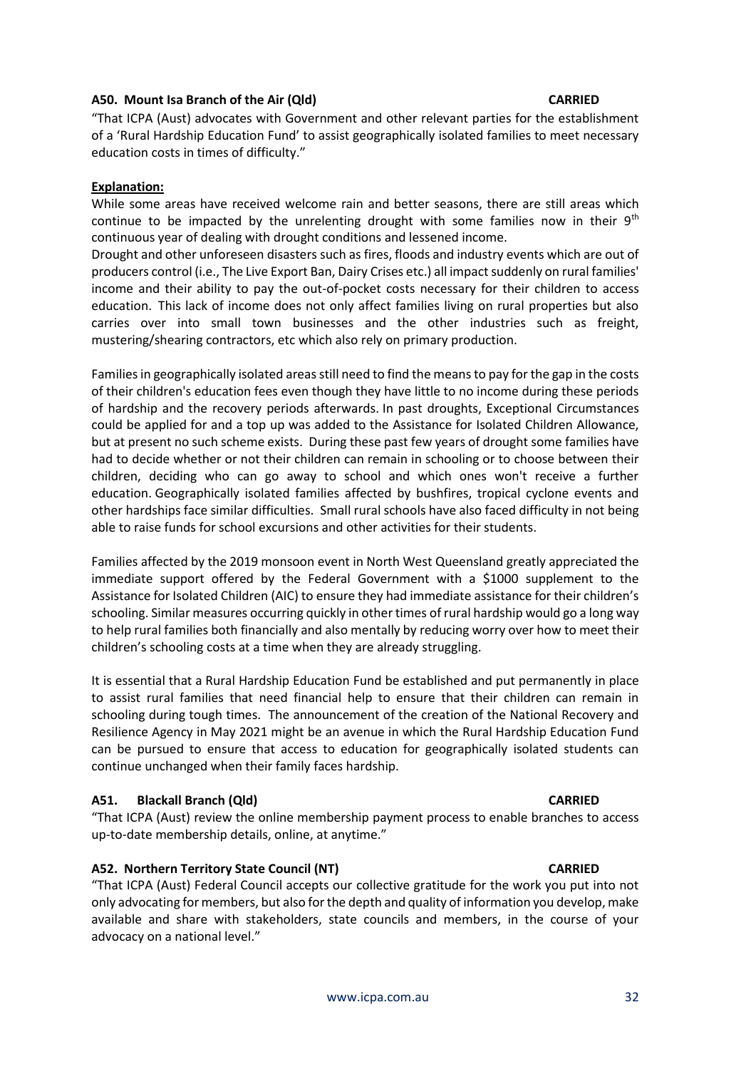**A50. Mount Isa Branch of the Air (Qld) CARRIED**

"That ICPA (Aust) advocates with Government and other relevant parties for the establishment of a 'Rural Hardship Education Fund' to assist geographically isolated families to meet necessary education costs in times of difficulty."

**Explanation:**

While some areas have received welcome rain and better seasons, there are still areas which continue to be impacted by the unrelenting drought with some families now in their 9th continuous year of dealing with drought conditions and lessened income.

Drought and other unforeseen disasters such as fires, floods and industry events which are out of producers control (i.e., The Live Export Ban, Dairy Crises etc.) all impact suddenly on rural families' income and their ability to pay the out-of-pocket costs necessary for their children to access education. This lack of income does not only affect families living on rural properties but also carries over into small town businesses and the other industries such as freight, mustering/shearing contractors, etc which also rely on primary production.

Families in geographically isolated areas still need to find the means to pay for the gap in the costs of their children's education fees even though they have little to no income during these periods of hardship and the recovery periods afterwards. In past droughts, Exceptional Circumstances could be applied for and a top up was added to the Assistance for Isolated Children Allowance, but at present no such scheme exists. During these past few years of drought some families have had to decide whether or not their children can remain in schooling or to choose between their children, deciding who can go away to school and which ones won't receive a further education. Geographically isolated families affected by bushfires, tropical cyclone events and other hardships face similar difficulties. Small rural schools have also faced difficulty in not being able to raise funds for school excursions and other activities for their students.

Families affected by the 2019 monsoon event in North West Queensland greatly appreciated the immediate support offered by the Federal Government with a $1000 supplement to the Assistance for Isolated Children (AIC) to ensure they had immediate assistance for their children's schooling. Similar measures occurring quickly in other times of rural hardship would go a long way to help rural families both financially and also mentally by reducing worry over how to meet their children's schooling costs at a time when they are already struggling.

It is essential that a Rural Hardship Education Fund be established and put permanently in place to assist rural families that need financial help to ensure that their children can remain in schooling during tough times. The announcement of the creation of the National Recovery and Resilience Agency in May 2021 might be an avenue in which the Rural Hardship Education Fund can be pursued to ensure that access to education for geographically isolated students can continue unchanged when their family faces hardship.

**A51. Blackall Branch (Qld) CARRIED**

"That ICPA (Aust) review the online membership payment process to enable branches to access up-to-date membership details, online, at anytime."

**A52. Northern Territory State Council (NT) CARRIED**

"That ICPA (Aust) Federal Council accepts our collective gratitude for the work you put into not only advocating for members, but also for the depth and quality of information you develop, make available and share with stakeholders, state councils and members, in the course of your advocacy on a national level."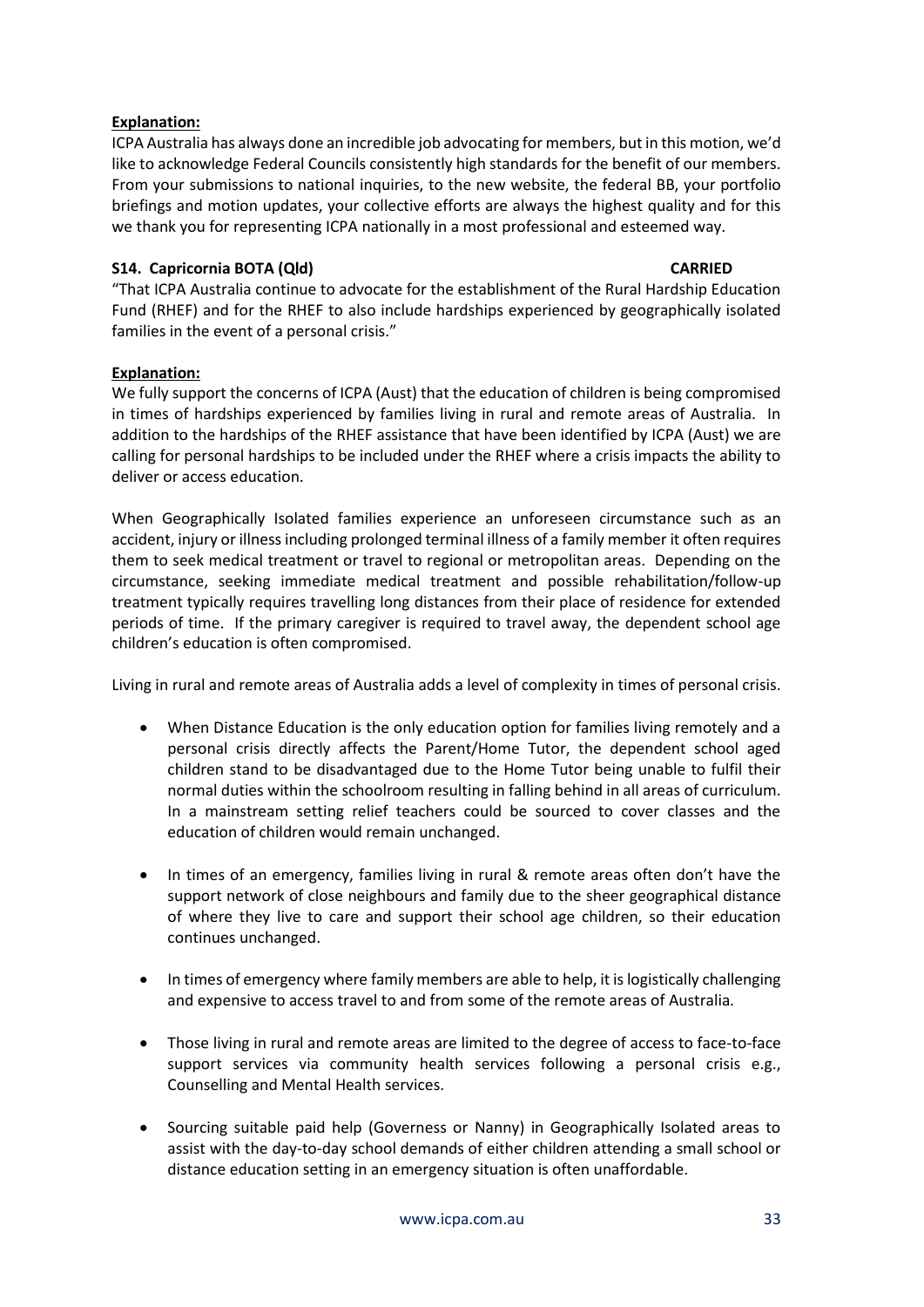**Explanation:**

ICPA Australia has always done an incredible job advocating for members, but in this motion, we'd like to acknowledge Federal Councils consistently high standards for the benefit of our members. From your submissions to national inquiries, to the new website, the federal BB, your portfolio briefings and motion updates, your collective efforts are always the highest quality and for this we thank you for representing ICPA nationally in a most professional and esteemed way.

**S14. Capricornia BOTA (Qld) CARRIED**

"That ICPA Australia continue to advocate for the establishment of the Rural Hardship Education Fund (RHEF) and for the RHEF to also include hardships experienced by geographically isolated families in the event of a personal crisis."

**Explanation:**

We fully support the concerns of ICPA (Aust) that the education of children is being compromised in times of hardships experienced by families living in rural and remote areas of Australia. In addition to the hardships of the RHEF assistance that have been identified by ICPA (Aust) we are calling for personal hardships to be included under the RHEF where a crisis impacts the ability to deliver or access education.

When Geographically Isolated families experience an unforeseen circumstance such as an accident, injury or illness including prolonged terminal illness of a family member it often requires them to seek medical treatment or travel to regional or metropolitan areas. Depending on the circumstance, seeking immediate medical treatment and possible rehabilitation/follow-up treatment typically requires travelling long distances from their place of residence for extended periods of time. If the primary caregiver is required to travel away, the dependent school age children's education is often compromised.

Living in rural and remote areas of Australia adds a level of complexity in times of personal crisis.

- When Distance Education is the only education option for families living remotely and a personal crisis directly affects the Parent/Home Tutor, the dependent school aged children stand to be disadvantaged due to the Home Tutor being unable to fulfil their normal duties within the schoolroom resulting in falling behind in all areas of curriculum. In a mainstream setting relief teachers could be sourced to cover classes and the education of children would remain unchanged.

- In times of an emergency, families living in rural & remote areas often don't have the support network of close neighbours and family due to the sheer geographical distance of where they live to care and support their school age children, so their education continues unchanged.

- In times of emergency where family members are able to help, it is logistically challenging and expensive to access travel to and from some of the remote areas of Australia.

- Those living in rural and remote areas are limited to the degree of access to face-to-face support services via community health services following a personal crisis e.g., Counselling and Mental Health services.

- Sourcing suitable paid help (Governess or Nanny) in Geographically Isolated areas to assist with the day-to-day school demands of either children attending a small school or distance education setting in an emergency situation is often unaffordable.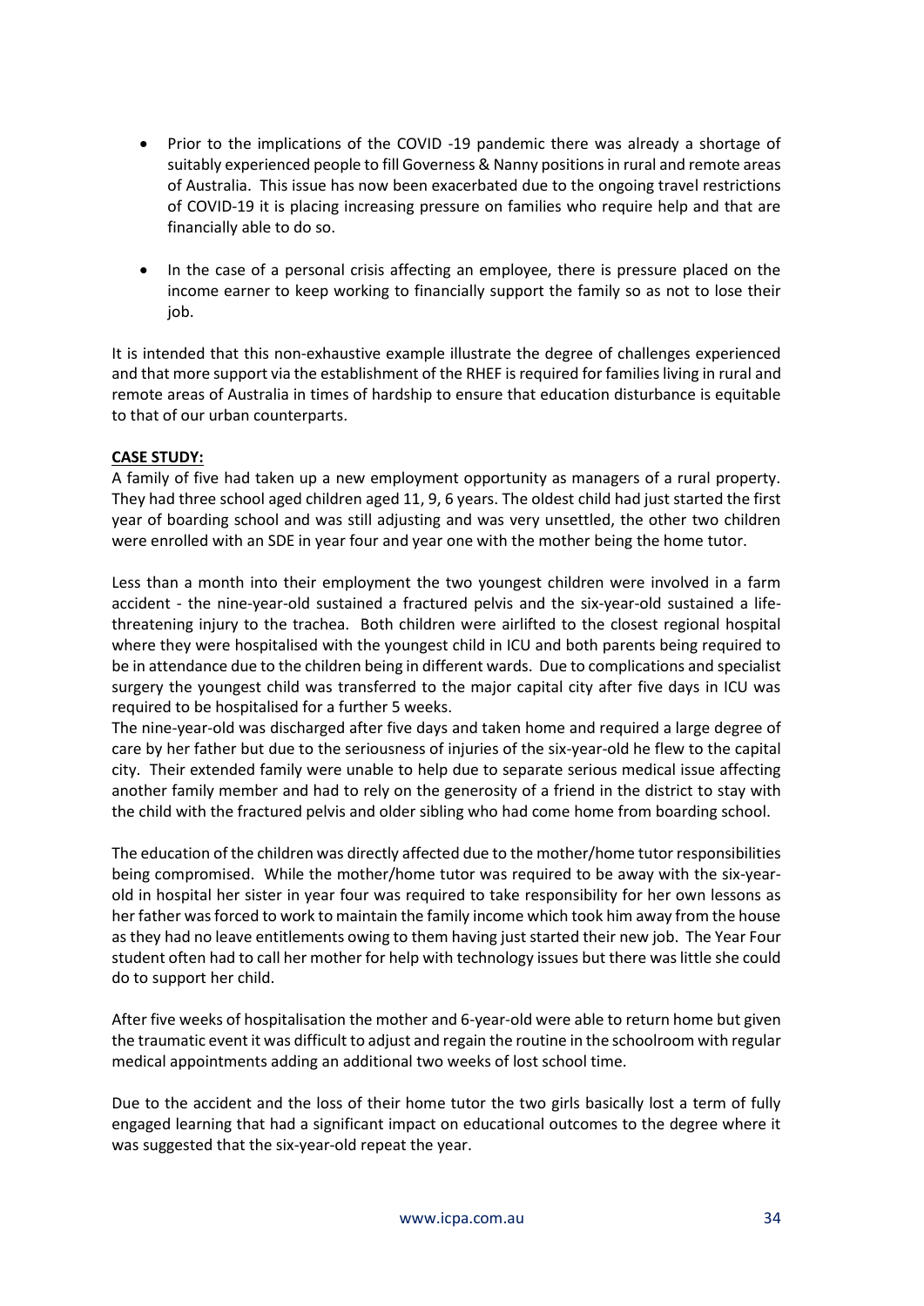- Prior to the implications of the COVID -19 pandemic there was already a shortage of suitably experienced people to fill Governess & Nanny positions in rural and remote areas of Australia. This issue has now been exacerbated due to the ongoing travel restrictions of COVID-19 it is placing increasing pressure on families who require help and that are financially able to do so.

- In the case of a personal crisis affecting an employee, there is pressure placed on the income earner to keep working to financially support the family so as not to lose their job.

It is intended that this non-exhaustive example illustrate the degree of challenges experienced and that more support via the establishment of the RHEF is required for families living in rural and remote areas of Australia in times of hardship to ensure that education disturbance is equitable to that of our urban counterparts.

**CASE STUDY:**

A family of five had taken up a new employment opportunity as managers of a rural property. They had three school aged children aged 11, 9, 6 years. The oldest child had just started the first year of boarding school and was still adjusting and was very unsettled, the other two children were enrolled with an SDE in year four and year one with the mother being the home tutor.

Less than a month into their employment the two youngest children were involved in a farm accident - the nine-year-old sustained a fractured pelvis and the six-year-old sustained a life-threatening injury to the trachea. Both children were airlifted to the closest regional hospital where they were hospitalised with the youngest child in ICU and both parents being required to be in attendance due to the children being in different wards. Due to complications and specialist surgery the youngest child was transferred to the major capital city after five days in ICU was required to be hospitalised for a further 5 weeks.

The nine-year-old was discharged after five days and taken home and required a large degree of care by her father but due to the seriousness of injuries of the six-year-old he flew to the capital city. Their extended family were unable to help due to separate serious medical issue affecting another family member and had to rely on the generosity of a friend in the district to stay with the child with the fractured pelvis and older sibling who had come home from boarding school.

The education of the children was directly affected due to the mother/home tutor responsibilities being compromised. While the mother/home tutor was required to be away with the six-year-old in hospital her sister in year four was required to take responsibility for her own lessons as her father was forced to work to maintain the family income which took him away from the house as they had no leave entitlements owing to them having just started their new job. The Year Four student often had to call her mother for help with technology issues but there was little she could do to support her child.

After five weeks of hospitalisation the mother and 6-year-old were able to return home but given the traumatic event it was difficult to adjust and regain the routine in the schoolroom with regular medical appointments adding an additional two weeks of lost school time.

Due to the accident and the loss of their home tutor the two girls basically lost a term of fully engaged learning that had a significant impact on educational outcomes to the degree where it was suggested that the six-year-old repeat the year.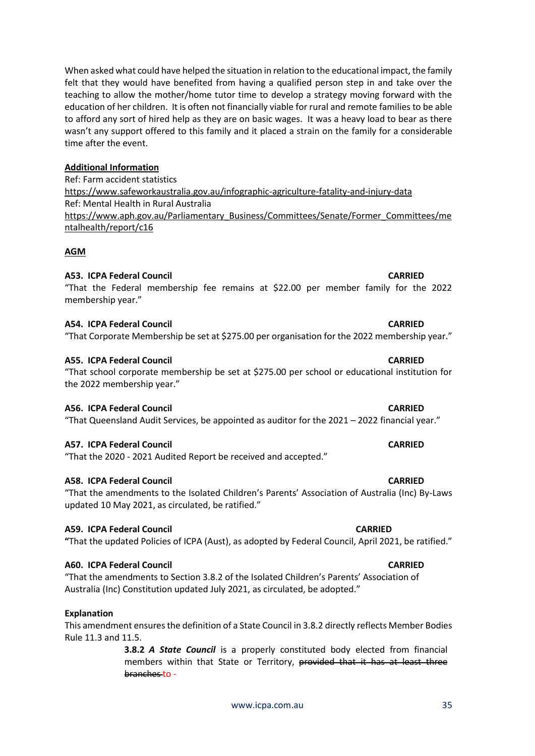When asked what could have helped the situation in relation to the educational impact, the family felt that they would have benefited from having a qualified person step in and take over the teaching to allow the mother/home tutor time to develop a strategy moving forward with the education of her children. It is often not financially viable for rural and remote families to be able to afford any sort of hired help as they are on basic wages. It was a heavy load to bear as there wasn't any support offered to this family and it placed a strain on the family for a considerable time after the event.

**Additional Information**

Ref: Farm accident statistics
https://www.safeworkaustralia.gov.au/infographic-agriculture-fatality-and-injury-data
Ref: Mental Health in Rural Australia
https://www.aph.gov.au/Parliamentary_Business/Committees/Senate/Former_Committees/mentalhealth/report/c16

## AGM

**A53. ICPA Federal Council** **CARRIED**

"That the Federal membership fee remains at $22.00 per member family for the 2022 membership year."

**A54. ICPA Federal Council** **CARRIED**

"That Corporate Membership be set at $275.00 per organisation for the 2022 membership year."

**A55. ICPA Federal Council** **CARRIED**

"That school corporate membership be set at $275.00 per school or educational institution for the 2022 membership year."

**A56. ICPA Federal Council** **CARRIED**

"That Queensland Audit Services, be appointed as auditor for the 2021 – 2022 financial year."

**A57. ICPA Federal Council** **CARRIED**

"That the 2020 - 2021 Audited Report be received and accepted."

**A58. ICPA Federal Council** **CARRIED**

"That the amendments to the Isolated Children's Parents' Association of Australia (Inc) By-Laws updated 10 May 2021, as circulated, be ratified."

**A59. ICPA Federal Council** **CARRIED**

"That the updated Policies of ICPA (Aust), as adopted by Federal Council, April 2021, be ratified."

**A60. ICPA Federal Council** **CARRIED**

"That the amendments to Section 3.8.2 of the Isolated Children's Parents' Association of Australia (Inc) Constitution updated July 2021, as circulated, be adopted."

**Explanation**

This amendment ensures the definition of a State Council in 3.8.2 directly reflects Member Bodies Rule 11.3 and 11.5.

> **3.8.2** ***A State Council*** is a properly constituted body elected from financial members within that State or Territory, ~~provided that it has at least three branches~~ to -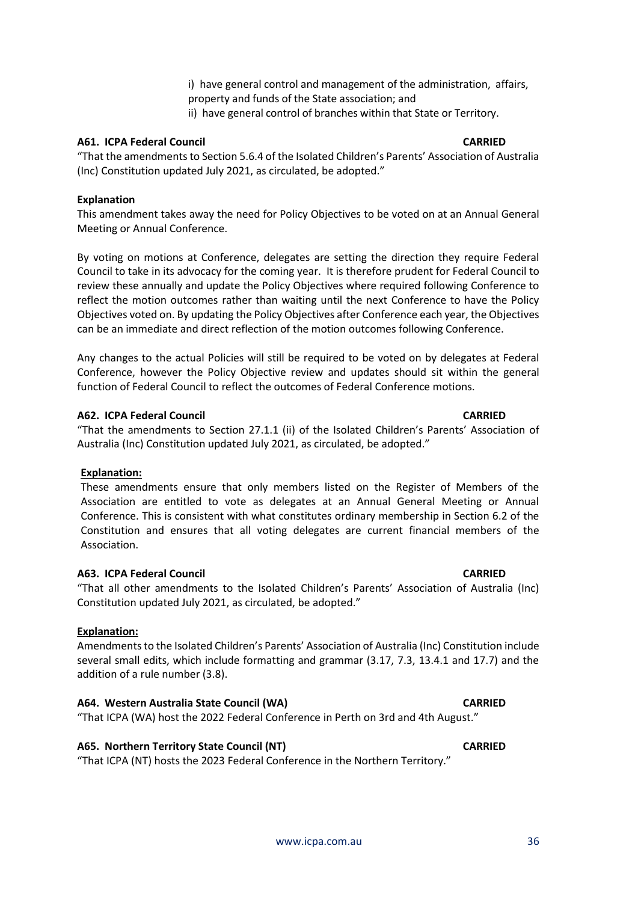i) have general control and management of the administration, affairs, property and funds of the State association; and

ii) have general control of branches within that State or Territory.

**A61. ICPA Federal Council** **CARRIED**

"That the amendments to Section 5.6.4 of the Isolated Children's Parents' Association of Australia (Inc) Constitution updated July 2021, as circulated, be adopted."

**Explanation**

This amendment takes away the need for Policy Objectives to be voted on at an Annual General Meeting or Annual Conference.

By voting on motions at Conference, delegates are setting the direction they require Federal Council to take in its advocacy for the coming year. It is therefore prudent for Federal Council to review these annually and update the Policy Objectives where required following Conference to reflect the motion outcomes rather than waiting until the next Conference to have the Policy Objectives voted on. By updating the Policy Objectives after Conference each year, the Objectives can be an immediate and direct reflection of the motion outcomes following Conference.

Any changes to the actual Policies will still be required to be voted on by delegates at Federal Conference, however the Policy Objective review and updates should sit within the general function of Federal Council to reflect the outcomes of Federal Conference motions.

**A62. ICPA Federal Council** **CARRIED**

"That the amendments to Section 27.1.1 (ii) of the Isolated Children's Parents' Association of Australia (Inc) Constitution updated July 2021, as circulated, be adopted."

**Explanation:**

These amendments ensure that only members listed on the Register of Members of the Association are entitled to vote as delegates at an Annual General Meeting or Annual Conference. This is consistent with what constitutes ordinary membership in Section 6.2 of the Constitution and ensures that all voting delegates are current financial members of the Association.

**A63. ICPA Federal Council** **CARRIED**

"That all other amendments to the Isolated Children's Parents' Association of Australia (Inc) Constitution updated July 2021, as circulated, be adopted."

**Explanation:**

Amendments to the Isolated Children's Parents' Association of Australia (Inc) Constitution include several small edits, which include formatting and grammar (3.17, 7.3, 13.4.1 and 17.7) and the addition of a rule number (3.8).

**A64. Western Australia State Council (WA)** **CARRIED**

"That ICPA (WA) host the 2022 Federal Conference in Perth on 3rd and 4th August."

**A65. Northern Territory State Council (NT)** **CARRIED**

"That ICPA (NT) hosts the 2023 Federal Conference in the Northern Territory."